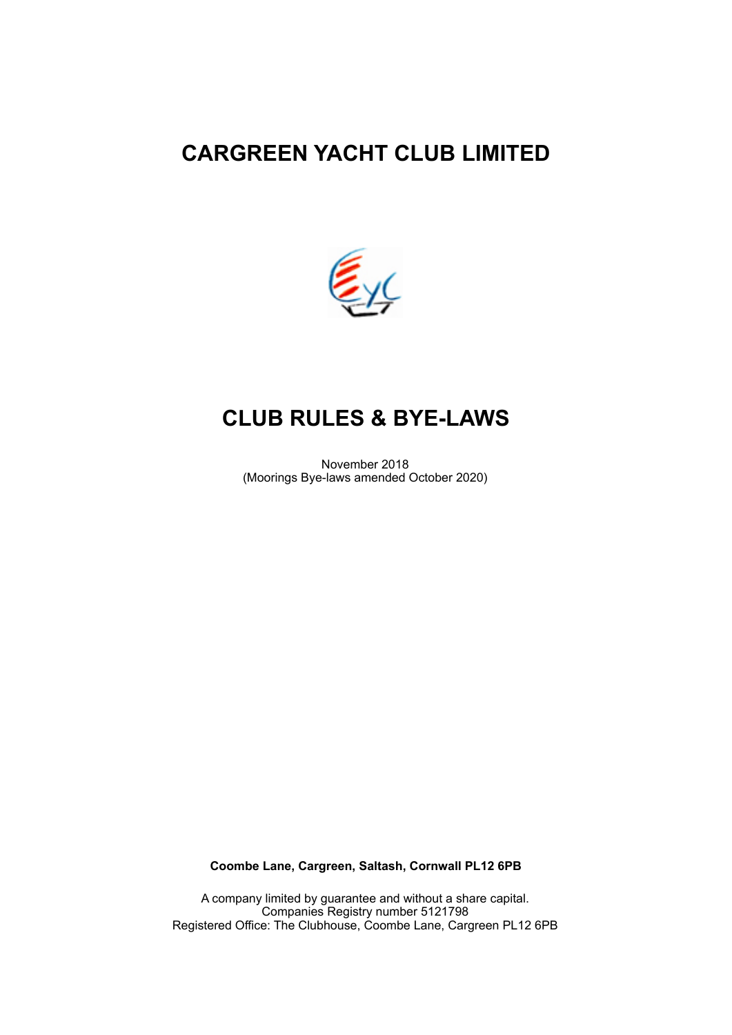# CARGREEN YACHT CLUB LIMITED

# CLUB RULES & BYE-LAWS

November 2018
(Moorings Bye-laws amended October 2020)

**Coombe Lane, Cargreen, Saltash, Cornwall PL12 6PB**

A company limited by guarantee and without a share capital.
Companies Registry number 5121798
Registered Office: The Clubhouse, Coombe Lane, Cargreen PL12 6PB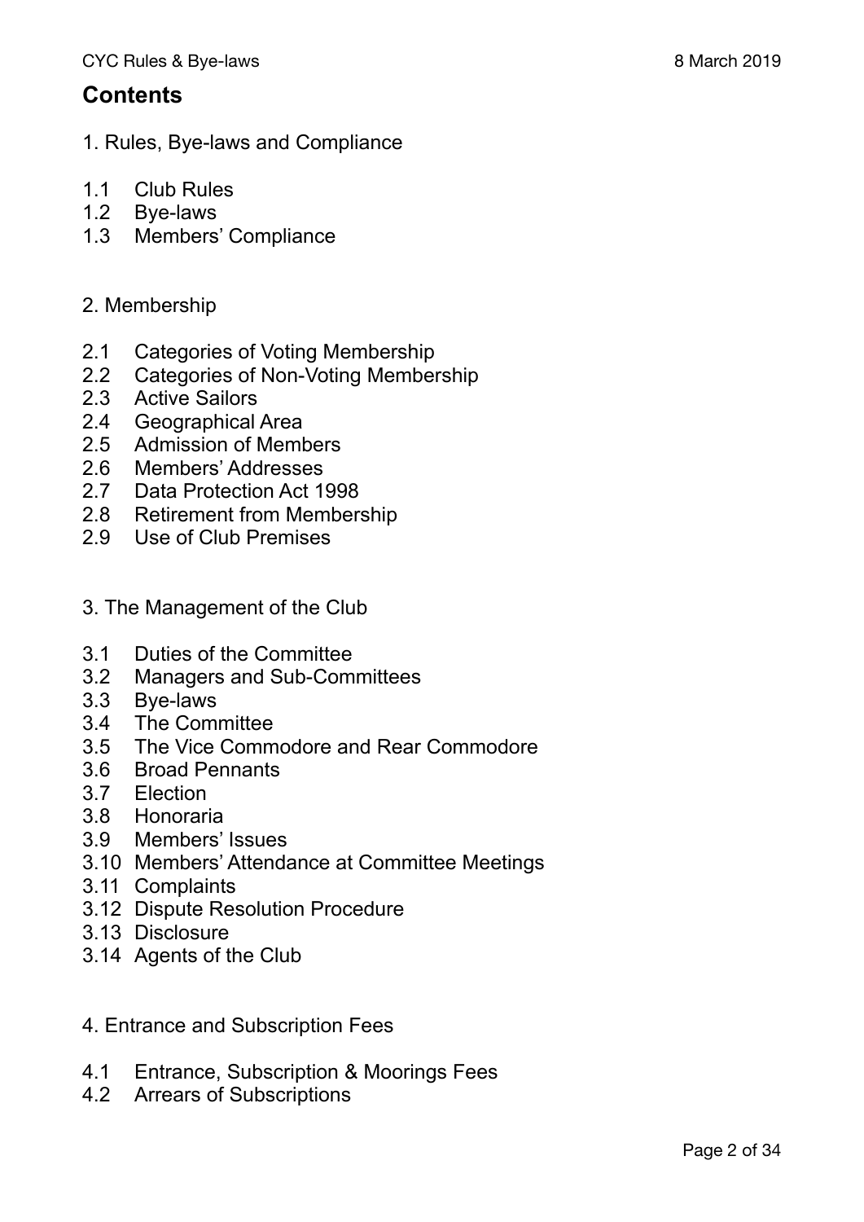# Contents

1. Rules, Bye-laws and Compliance

- 1.1 Club Rules
- 1.2 Bye-laws
- 1.3 Members' Compliance

2. Membership

- 2.1 Categories of Voting Membership
- 2.2 Categories of Non-Voting Membership
- 2.3 Active Sailors
- 2.4 Geographical Area
- 2.5 Admission of Members
- 2.6 Members' Addresses
- 2.7 Data Protection Act 1998
- 2.8 Retirement from Membership
- 2.9 Use of Club Premises

3. The Management of the Club

- 3.1 Duties of the Committee
- 3.2 Managers and Sub-Committees
- 3.3 Bye-laws
- 3.4 The Committee
- 3.5 The Vice Commodore and Rear Commodore
- 3.6 Broad Pennants
- 3.7 Election
- 3.8 Honoraria
- 3.9 Members' Issues
- 3.10 Members' Attendance at Committee Meetings
- 3.11 Complaints
- 3.12 Dispute Resolution Procedure
- 3.13 Disclosure
- 3.14 Agents of the Club

4. Entrance and Subscription Fees

- 4.1 Entrance, Subscription & Moorings Fees
- 4.2 Arrears of Subscriptions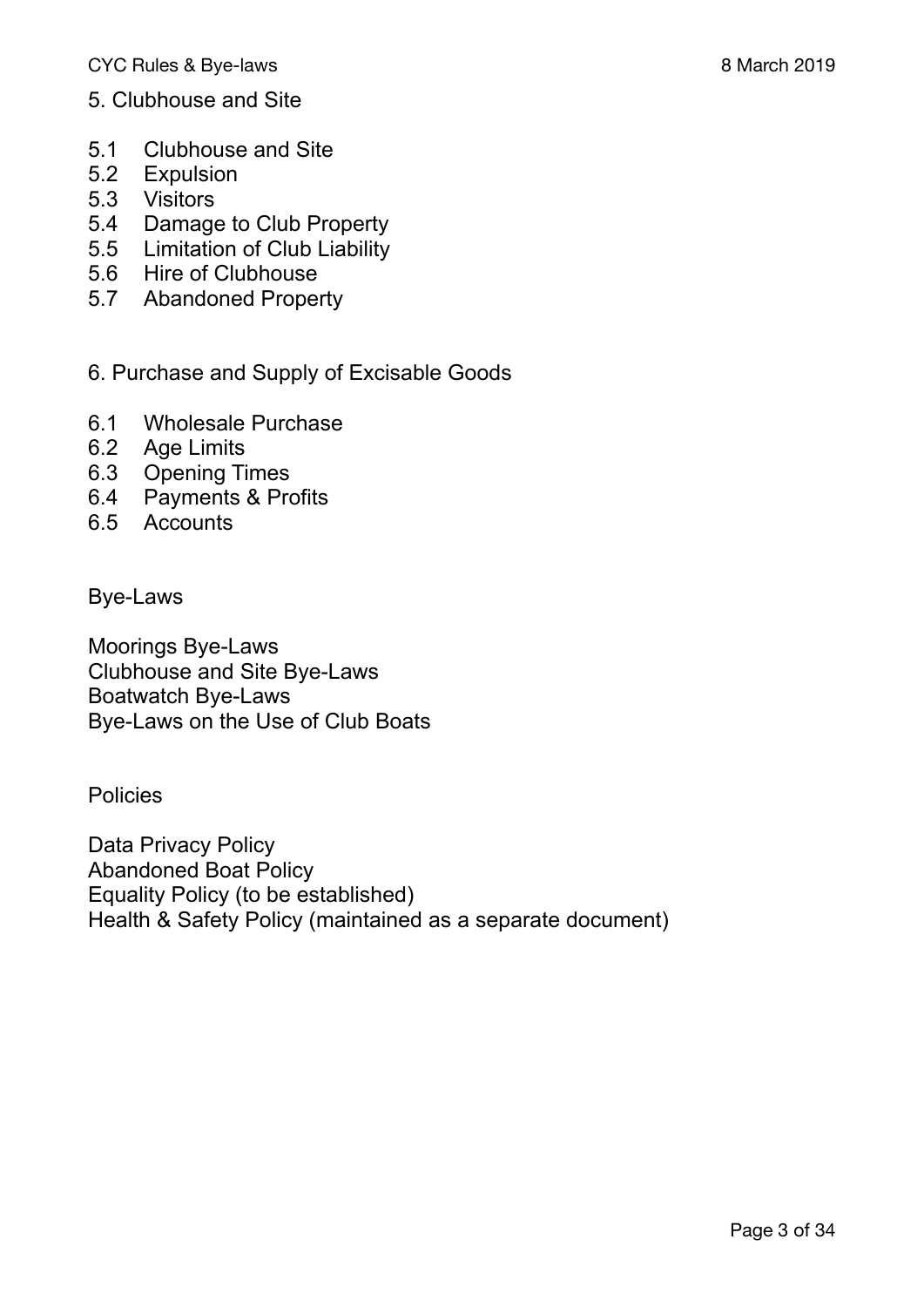5. Clubhouse and Site

5.1 Clubhouse and Site
5.2 Expulsion
5.3 Visitors
5.4 Damage to Club Property
5.5 Limitation of Club Liability
5.6 Hire of Clubhouse
5.7 Abandoned Property

6. Purchase and Supply of Excisable Goods

6.1 Wholesale Purchase
6.2 Age Limits
6.3 Opening Times
6.4 Payments & Profits
6.5 Accounts

Bye-Laws

Moorings Bye-Laws
Clubhouse and Site Bye-Laws
Boatwatch Bye-Laws
Bye-Laws on the Use of Club Boats

Policies

Data Privacy Policy
Abandoned Boat Policy
Equality Policy (to be established)
Health & Safety Policy (maintained as a separate document)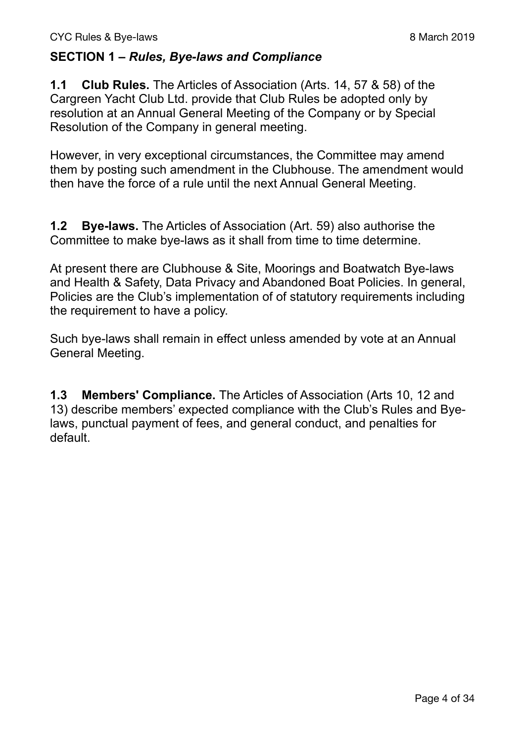## SECTION 1 – *Rules, Bye-laws and Compliance*

**1.1 Club Rules.** The Articles of Association (Arts. 14, 57 & 58) of the Cargreen Yacht Club Ltd. provide that Club Rules be adopted only by resolution at an Annual General Meeting of the Company or by Special Resolution of the Company in general meeting.

However, in very exceptional circumstances, the Committee may amend them by posting such amendment in the Clubhouse. The amendment would then have the force of a rule until the next Annual General Meeting.

**1.2 Bye-laws.** The Articles of Association (Art. 59) also authorise the Committee to make bye-laws as it shall from time to time determine.

At present there are Clubhouse & Site, Moorings and Boatwatch Bye-laws and Health & Safety, Data Privacy and Abandoned Boat Policies. In general, Policies are the Club's implementation of of statutory requirements including the requirement to have a policy.

Such bye-laws shall remain in effect unless amended by vote at an Annual General Meeting.

**1.3 Members' Compliance.** The Articles of Association (Arts 10, 12 and 13) describe members' expected compliance with the Club's Rules and Bye-laws, punctual payment of fees, and general conduct, and penalties for default.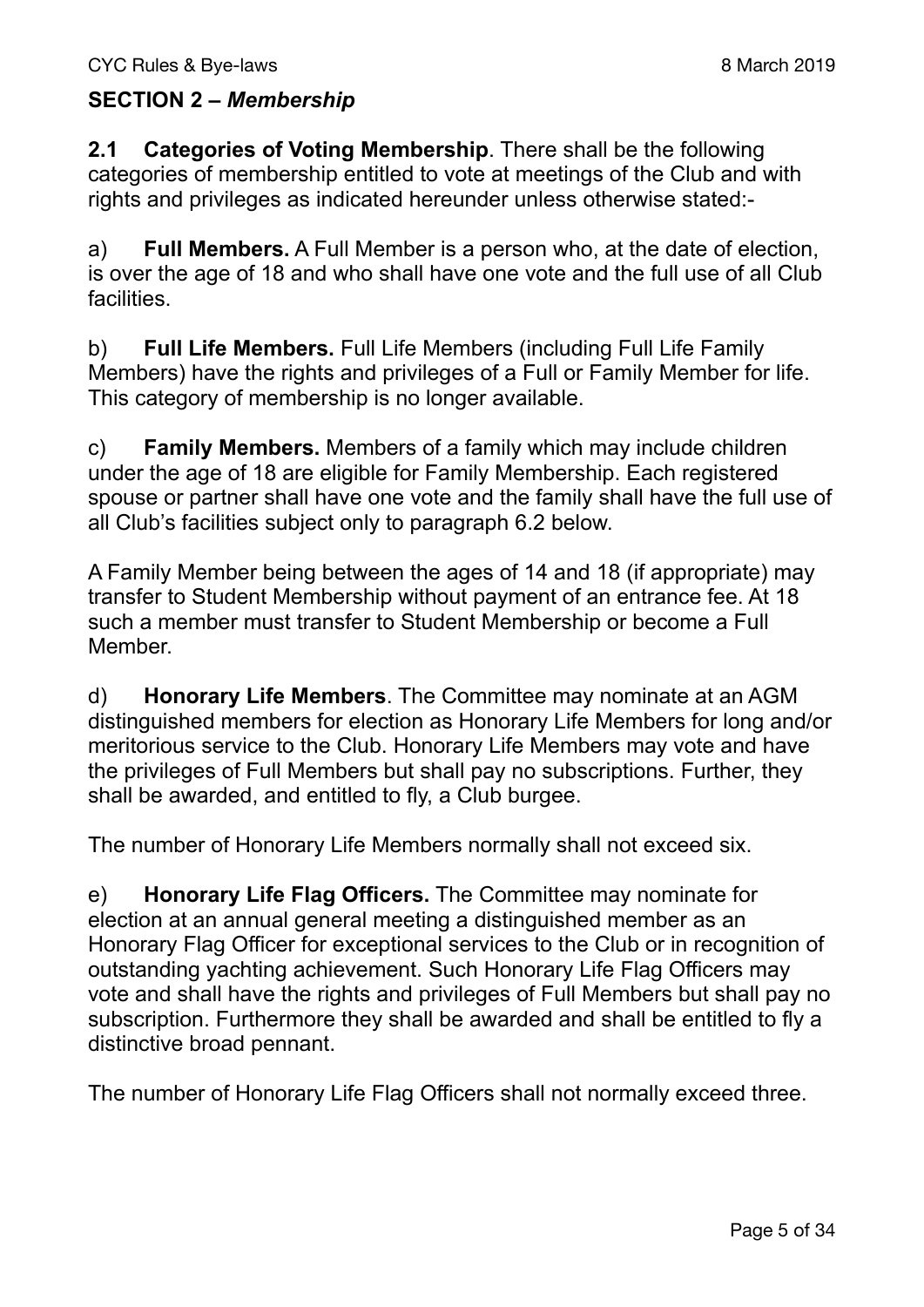## SECTION 2 – *Membership*

**2.1 Categories of Voting Membership**. There shall be the following categories of membership entitled to vote at meetings of the Club and with rights and privileges as indicated hereunder unless otherwise stated:-

a) **Full Members.** A Full Member is a person who, at the date of election, is over the age of 18 and who shall have one vote and the full use of all Club facilities.

b) **Full Life Members.** Full Life Members (including Full Life Family Members) have the rights and privileges of a Full or Family Member for life. This category of membership is no longer available.

c) **Family Members.** Members of a family which may include children under the age of 18 are eligible for Family Membership. Each registered spouse or partner shall have one vote and the family shall have the full use of all Club's facilities subject only to paragraph 6.2 below.

A Family Member being between the ages of 14 and 18 (if appropriate) may transfer to Student Membership without payment of an entrance fee. At 18 such a member must transfer to Student Membership or become a Full Member.

d) **Honorary Life Members**. The Committee may nominate at an AGM distinguished members for election as Honorary Life Members for long and/or meritorious service to the Club. Honorary Life Members may vote and have the privileges of Full Members but shall pay no subscriptions. Further, they shall be awarded, and entitled to fly, a Club burgee.

The number of Honorary Life Members normally shall not exceed six.

e) **Honorary Life Flag Officers.** The Committee may nominate for election at an annual general meeting a distinguished member as an Honorary Flag Officer for exceptional services to the Club or in recognition of outstanding yachting achievement. Such Honorary Life Flag Officers may vote and shall have the rights and privileges of Full Members but shall pay no subscription. Furthermore they shall be awarded and shall be entitled to fly a distinctive broad pennant.

The number of Honorary Life Flag Officers shall not normally exceed three.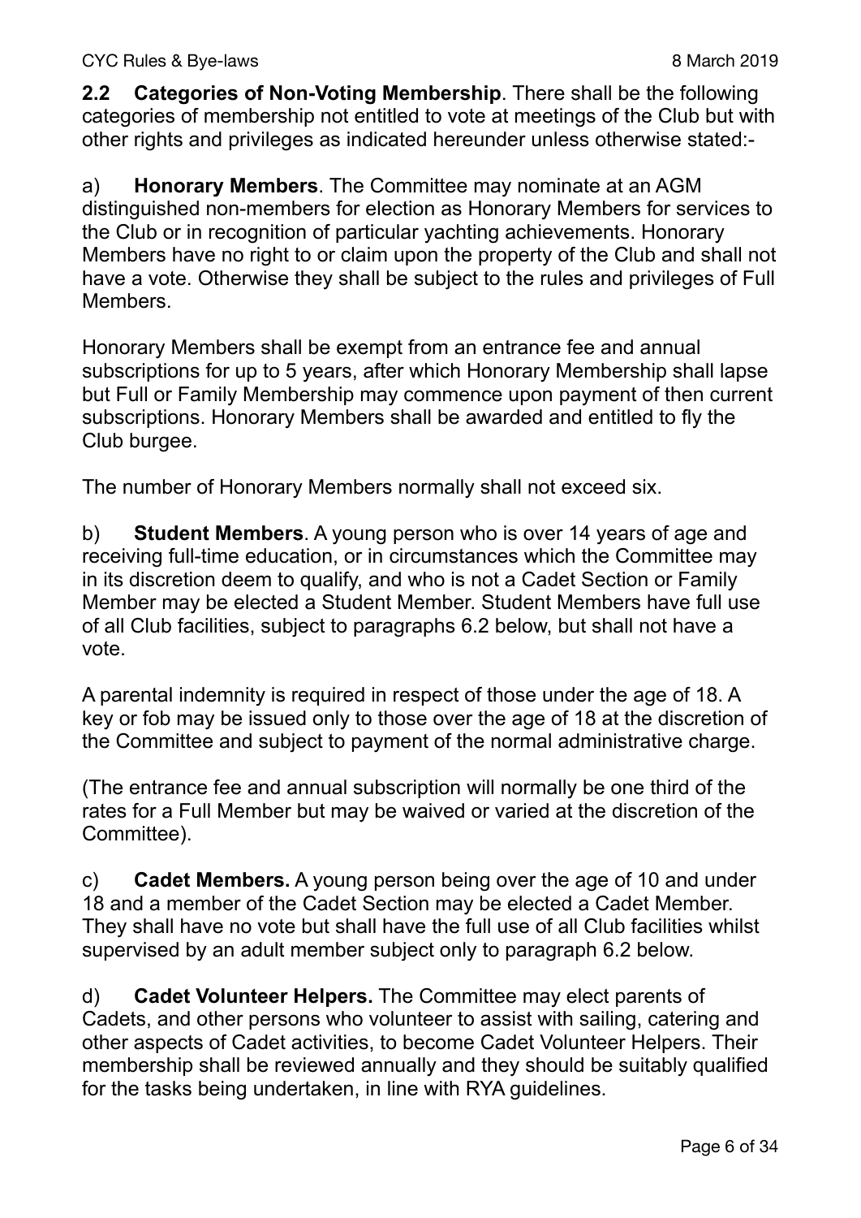**2.2 Categories of Non-Voting Membership**. There shall be the following categories of membership not entitled to vote at meetings of the Club but with other rights and privileges as indicated hereunder unless otherwise stated:-

a) **Honorary Members**. The Committee may nominate at an AGM distinguished non-members for election as Honorary Members for services to the Club or in recognition of particular yachting achievements. Honorary Members have no right to or claim upon the property of the Club and shall not have a vote. Otherwise they shall be subject to the rules and privileges of Full Members.

Honorary Members shall be exempt from an entrance fee and annual subscriptions for up to 5 years, after which Honorary Membership shall lapse but Full or Family Membership may commence upon payment of then current subscriptions. Honorary Members shall be awarded and entitled to fly the Club burgee.

The number of Honorary Members normally shall not exceed six.

b) **Student Members**. A young person who is over 14 years of age and receiving full-time education, or in circumstances which the Committee may in its discretion deem to qualify, and who is not a Cadet Section or Family Member may be elected a Student Member. Student Members have full use of all Club facilities, subject to paragraphs 6.2 below, but shall not have a vote.

A parental indemnity is required in respect of those under the age of 18. A key or fob may be issued only to those over the age of 18 at the discretion of the Committee and subject to payment of the normal administrative charge.

(The entrance fee and annual subscription will normally be one third of the rates for a Full Member but may be waived or varied at the discretion of the Committee).

c) **Cadet Members.** A young person being over the age of 10 and under 18 and a member of the Cadet Section may be elected a Cadet Member. They shall have no vote but shall have the full use of all Club facilities whilst supervised by an adult member subject only to paragraph 6.2 below.

d) **Cadet Volunteer Helpers.** The Committee may elect parents of Cadets, and other persons who volunteer to assist with sailing, catering and other aspects of Cadet activities, to become Cadet Volunteer Helpers. Their membership shall be reviewed annually and they should be suitably qualified for the tasks being undertaken, in line with RYA guidelines.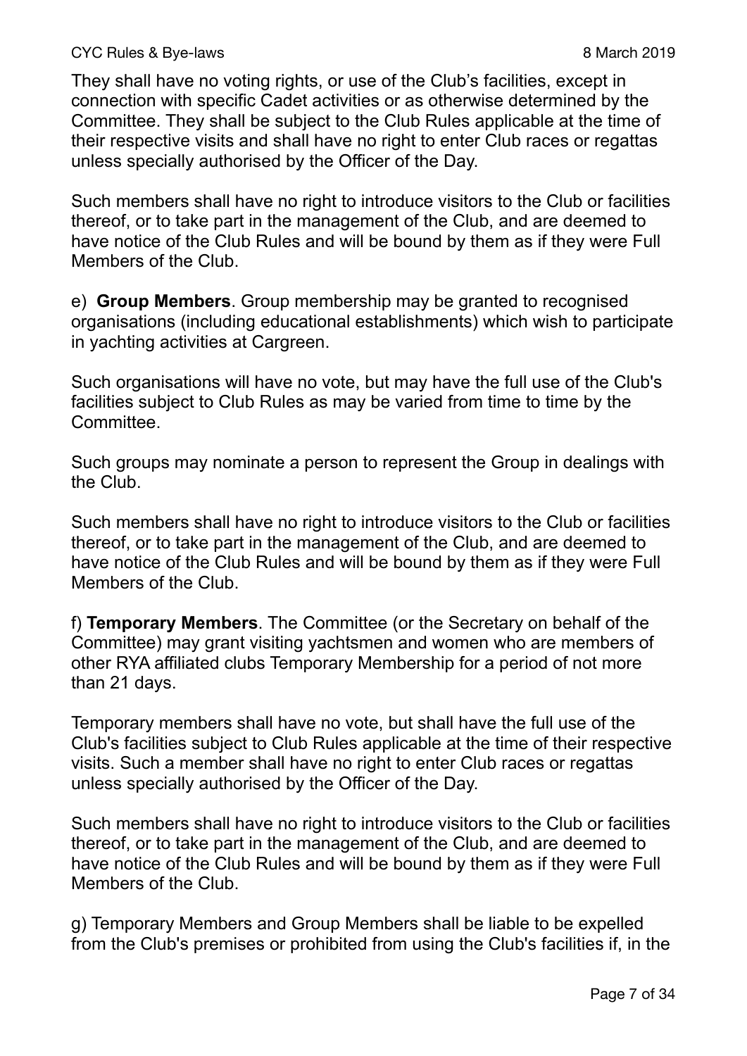They shall have no voting rights, or use of the Club's facilities, except in connection with specific Cadet activities or as otherwise determined by the Committee. They shall be subject to the Club Rules applicable at the time of their respective visits and shall have no right to enter Club races or regattas unless specially authorised by the Officer of the Day.

Such members shall have no right to introduce visitors to the Club or facilities thereof, or to take part in the management of the Club, and are deemed to have notice of the Club Rules and will be bound by them as if they were Full Members of the Club.

e) **Group Members**. Group membership may be granted to recognised organisations (including educational establishments) which wish to participate in yachting activities at Cargreen.

Such organisations will have no vote, but may have the full use of the Club's facilities subject to Club Rules as may be varied from time to time by the Committee.

Such groups may nominate a person to represent the Group in dealings with the Club.

Such members shall have no right to introduce visitors to the Club or facilities thereof, or to take part in the management of the Club, and are deemed to have notice of the Club Rules and will be bound by them as if they were Full Members of the Club.

f) **Temporary Members**. The Committee (or the Secretary on behalf of the Committee) may grant visiting yachtsmen and women who are members of other RYA affiliated clubs Temporary Membership for a period of not more than 21 days.

Temporary members shall have no vote, but shall have the full use of the Club's facilities subject to Club Rules applicable at the time of their respective visits. Such a member shall have no right to enter Club races or regattas unless specially authorised by the Officer of the Day.

Such members shall have no right to introduce visitors to the Club or facilities thereof, or to take part in the management of the Club, and are deemed to have notice of the Club Rules and will be bound by them as if they were Full Members of the Club.

g) Temporary Members and Group Members shall be liable to be expelled from the Club's premises or prohibited from using the Club's facilities if, in the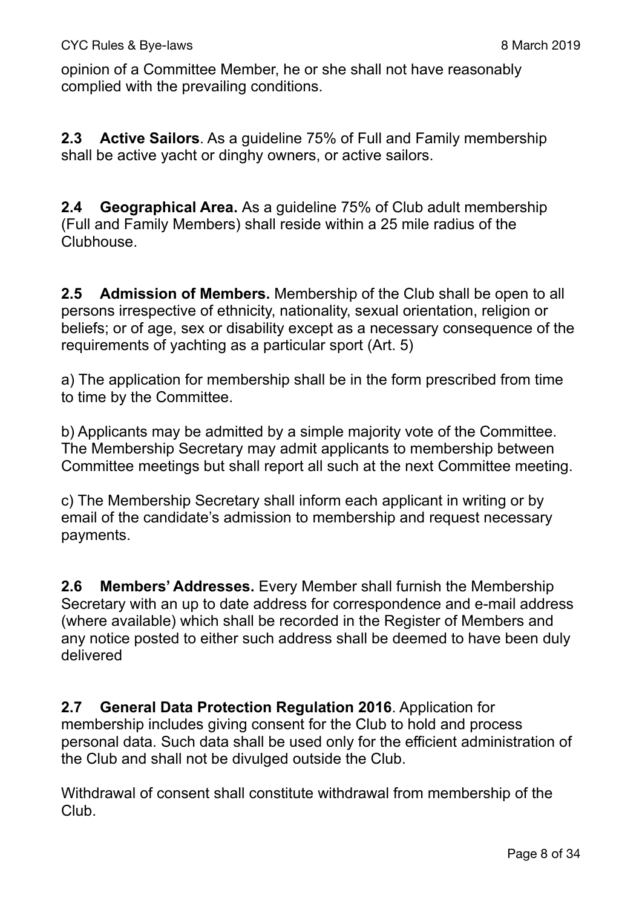opinion of a Committee Member, he or she shall not have reasonably complied with the prevailing conditions.

**2.3 Active Sailors**. As a guideline 75% of Full and Family membership shall be active yacht or dinghy owners, or active sailors.

**2.4 Geographical Area.** As a guideline 75% of Club adult membership (Full and Family Members) shall reside within a 25 mile radius of the Clubhouse.

**2.5 Admission of Members.** Membership of the Club shall be open to all persons irrespective of ethnicity, nationality, sexual orientation, religion or beliefs; or of age, sex or disability except as a necessary consequence of the requirements of yachting as a particular sport (Art. 5)

a) The application for membership shall be in the form prescribed from time to time by the Committee.

b) Applicants may be admitted by a simple majority vote of the Committee. The Membership Secretary may admit applicants to membership between Committee meetings but shall report all such at the next Committee meeting.

c) The Membership Secretary shall inform each applicant in writing or by email of the candidate's admission to membership and request necessary payments.

**2.6 Members' Addresses.** Every Member shall furnish the Membership Secretary with an up to date address for correspondence and e-mail address (where available) which shall be recorded in the Register of Members and any notice posted to either such address shall be deemed to have been duly delivered

**2.7 General Data Protection Regulation 2016**. Application for membership includes giving consent for the Club to hold and process personal data. Such data shall be used only for the efficient administration of the Club and shall not be divulged outside the Club.

Withdrawal of consent shall constitute withdrawal from membership of the Club.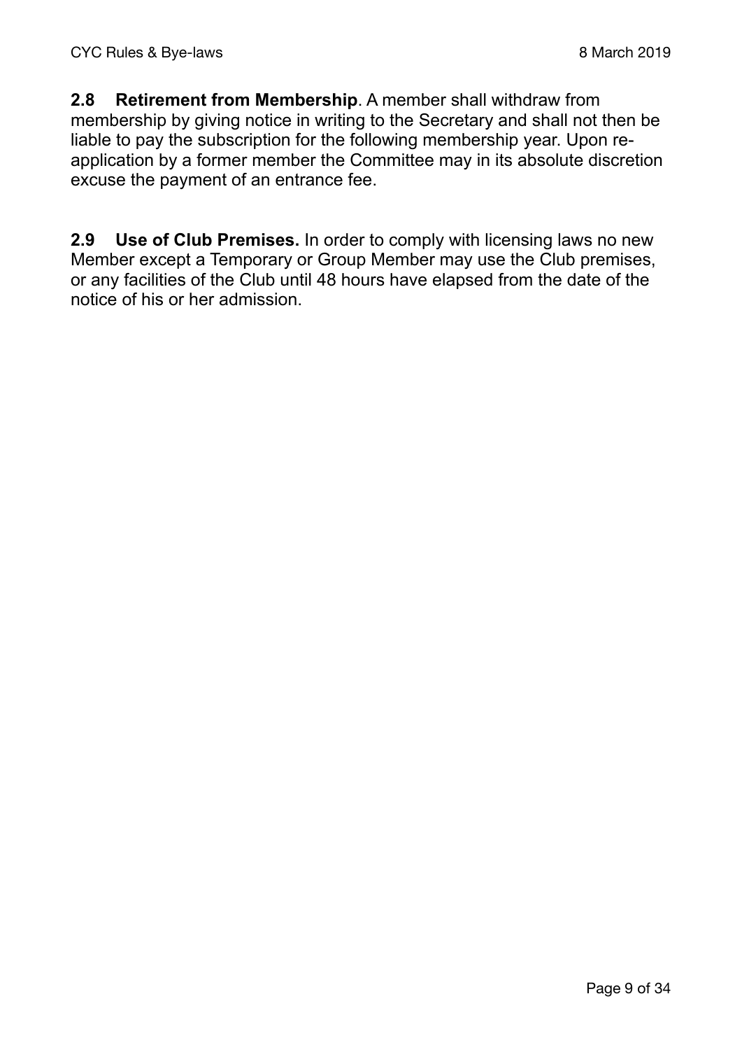**2.8 Retirement from Membership**. A member shall withdraw from membership by giving notice in writing to the Secretary and shall not then be liable to pay the subscription for the following membership year. Upon re-application by a former member the Committee may in its absolute discretion excuse the payment of an entrance fee.

**2.9 Use of Club Premises.** In order to comply with licensing laws no new Member except a Temporary or Group Member may use the Club premises, or any facilities of the Club until 48 hours have elapsed from the date of the notice of his or her admission.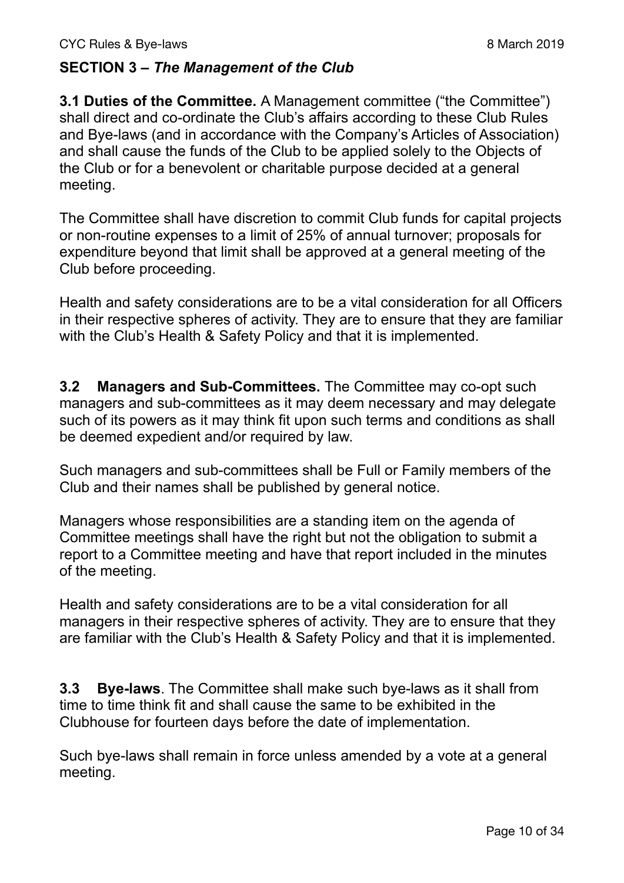## SECTION 3 – *The Management of the Club*

**3.1 Duties of the Committee.** A Management committee ("the Committee") shall direct and co-ordinate the Club's affairs according to these Club Rules and Bye-laws (and in accordance with the Company's Articles of Association) and shall cause the funds of the Club to be applied solely to the Objects of the Club or for a benevolent or charitable purpose decided at a general meeting.

The Committee shall have discretion to commit Club funds for capital projects or non-routine expenses to a limit of 25% of annual turnover; proposals for expenditure beyond that limit shall be approved at a general meeting of the Club before proceeding.

Health and safety considerations are to be a vital consideration for all Officers in their respective spheres of activity. They are to ensure that they are familiar with the Club's Health & Safety Policy and that it is implemented.

**3.2 Managers and Sub-Committees.** The Committee may co-opt such managers and sub-committees as it may deem necessary and may delegate such of its powers as it may think fit upon such terms and conditions as shall be deemed expedient and/or required by law.

Such managers and sub-committees shall be Full or Family members of the Club and their names shall be published by general notice.

Managers whose responsibilities are a standing item on the agenda of Committee meetings shall have the right but not the obligation to submit a report to a Committee meeting and have that report included in the minutes of the meeting.

Health and safety considerations are to be a vital consideration for all managers in their respective spheres of activity. They are to ensure that they are familiar with the Club's Health & Safety Policy and that it is implemented.

**3.3 Bye-laws**. The Committee shall make such bye-laws as it shall from time to time think fit and shall cause the same to be exhibited in the Clubhouse for fourteen days before the date of implementation.

Such bye-laws shall remain in force unless amended by a vote at a general meeting.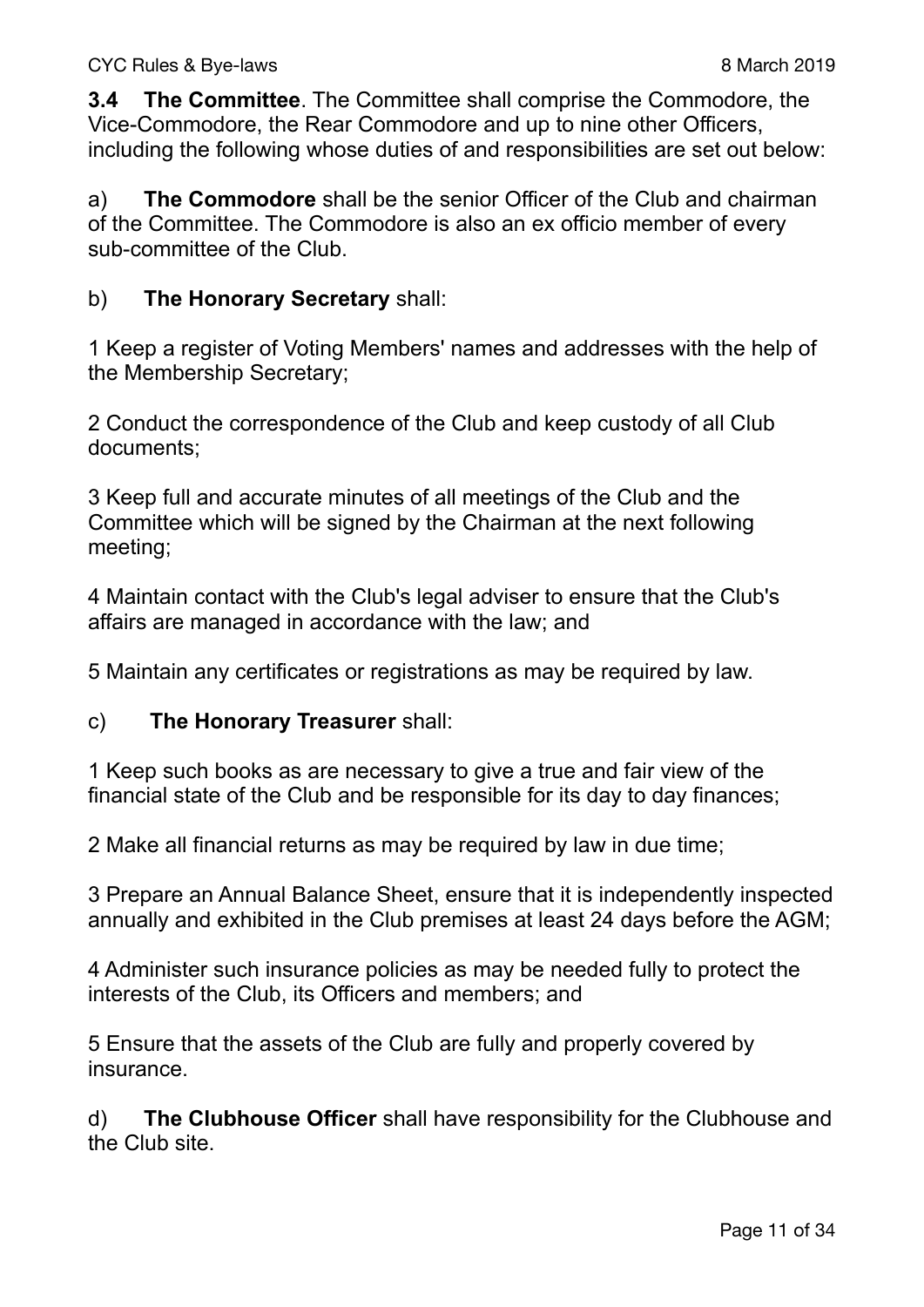**3.4 The Committee**. The Committee shall comprise the Commodore, the Vice-Commodore, the Rear Commodore and up to nine other Officers, including the following whose duties of and responsibilities are set out below:

a) **The Commodore** shall be the senior Officer of the Club and chairman of the Committee. The Commodore is also an ex officio member of every sub-committee of the Club.

b) **The Honorary Secretary** shall:

1 Keep a register of Voting Members' names and addresses with the help of the Membership Secretary;

2 Conduct the correspondence of the Club and keep custody of all Club documents;

3 Keep full and accurate minutes of all meetings of the Club and the Committee which will be signed by the Chairman at the next following meeting;

4 Maintain contact with the Club's legal adviser to ensure that the Club's affairs are managed in accordance with the law; and

5 Maintain any certificates or registrations as may be required by law.

c) **The Honorary Treasurer** shall:

1 Keep such books as are necessary to give a true and fair view of the financial state of the Club and be responsible for its day to day finances;

2 Make all financial returns as may be required by law in due time;

3 Prepare an Annual Balance Sheet, ensure that it is independently inspected annually and exhibited in the Club premises at least 24 days before the AGM;

4 Administer such insurance policies as may be needed fully to protect the interests of the Club, its Officers and members; and

5 Ensure that the assets of the Club are fully and properly covered by insurance.

d) **The Clubhouse Officer** shall have responsibility for the Clubhouse and the Club site.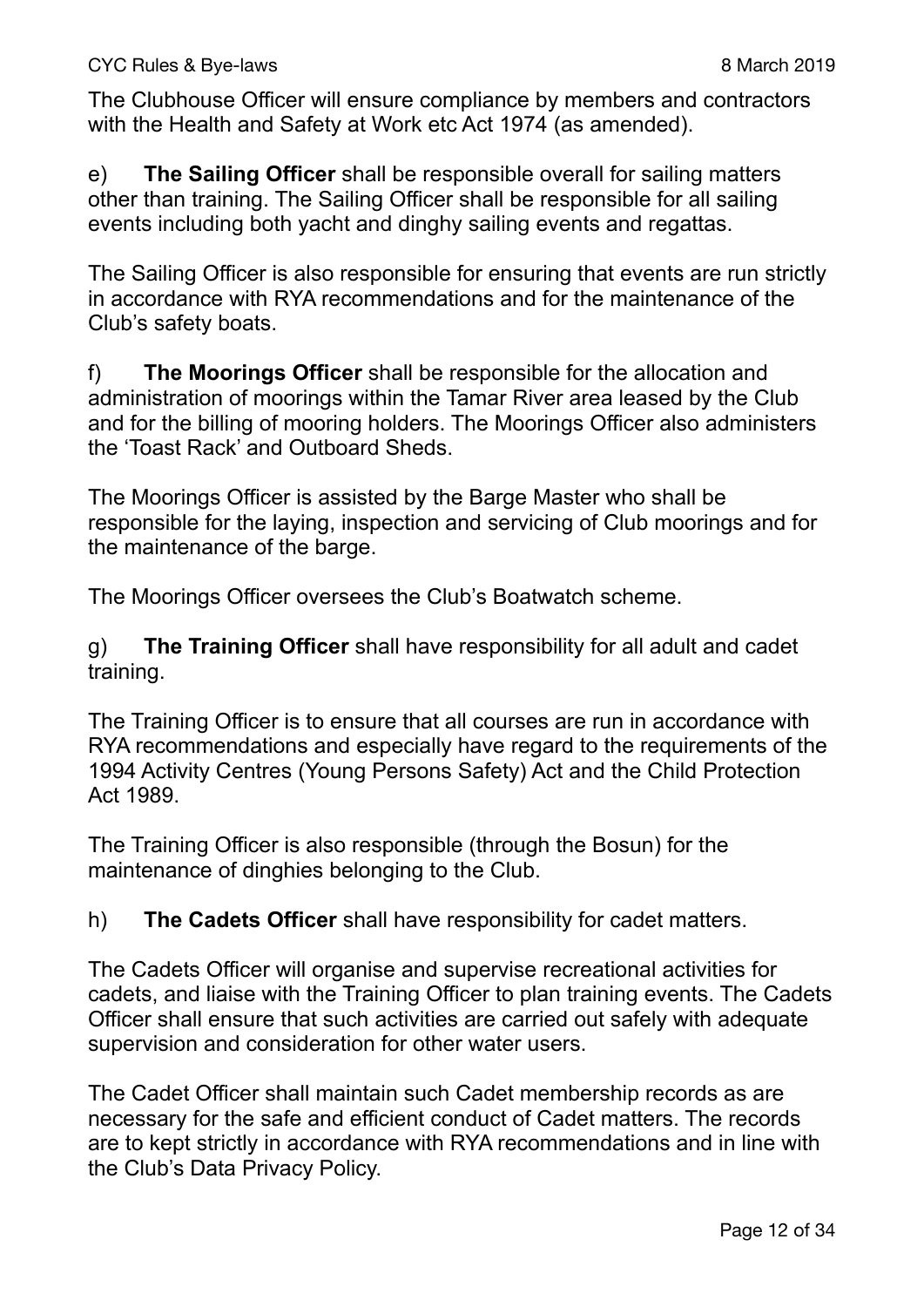The Clubhouse Officer will ensure compliance by members and contractors with the Health and Safety at Work etc Act 1974 (as amended).

e) **The Sailing Officer** shall be responsible overall for sailing matters other than training. The Sailing Officer shall be responsible for all sailing events including both yacht and dinghy sailing events and regattas.

The Sailing Officer is also responsible for ensuring that events are run strictly in accordance with RYA recommendations and for the maintenance of the Club's safety boats.

f) **The Moorings Officer** shall be responsible for the allocation and administration of moorings within the Tamar River area leased by the Club and for the billing of mooring holders. The Moorings Officer also administers the 'Toast Rack' and Outboard Sheds.

The Moorings Officer is assisted by the Barge Master who shall be responsible for the laying, inspection and servicing of Club moorings and for the maintenance of the barge.

The Moorings Officer oversees the Club's Boatwatch scheme.

g) **The Training Officer** shall have responsibility for all adult and cadet training.

The Training Officer is to ensure that all courses are run in accordance with RYA recommendations and especially have regard to the requirements of the 1994 Activity Centres (Young Persons Safety) Act and the Child Protection Act 1989.

The Training Officer is also responsible (through the Bosun) for the maintenance of dinghies belonging to the Club.

h) **The Cadets Officer** shall have responsibility for cadet matters.

The Cadets Officer will organise and supervise recreational activities for cadets, and liaise with the Training Officer to plan training events. The Cadets Officer shall ensure that such activities are carried out safely with adequate supervision and consideration for other water users.

The Cadet Officer shall maintain such Cadet membership records as are necessary for the safe and efficient conduct of Cadet matters. The records are to kept strictly in accordance with RYA recommendations and in line with the Club's Data Privacy Policy.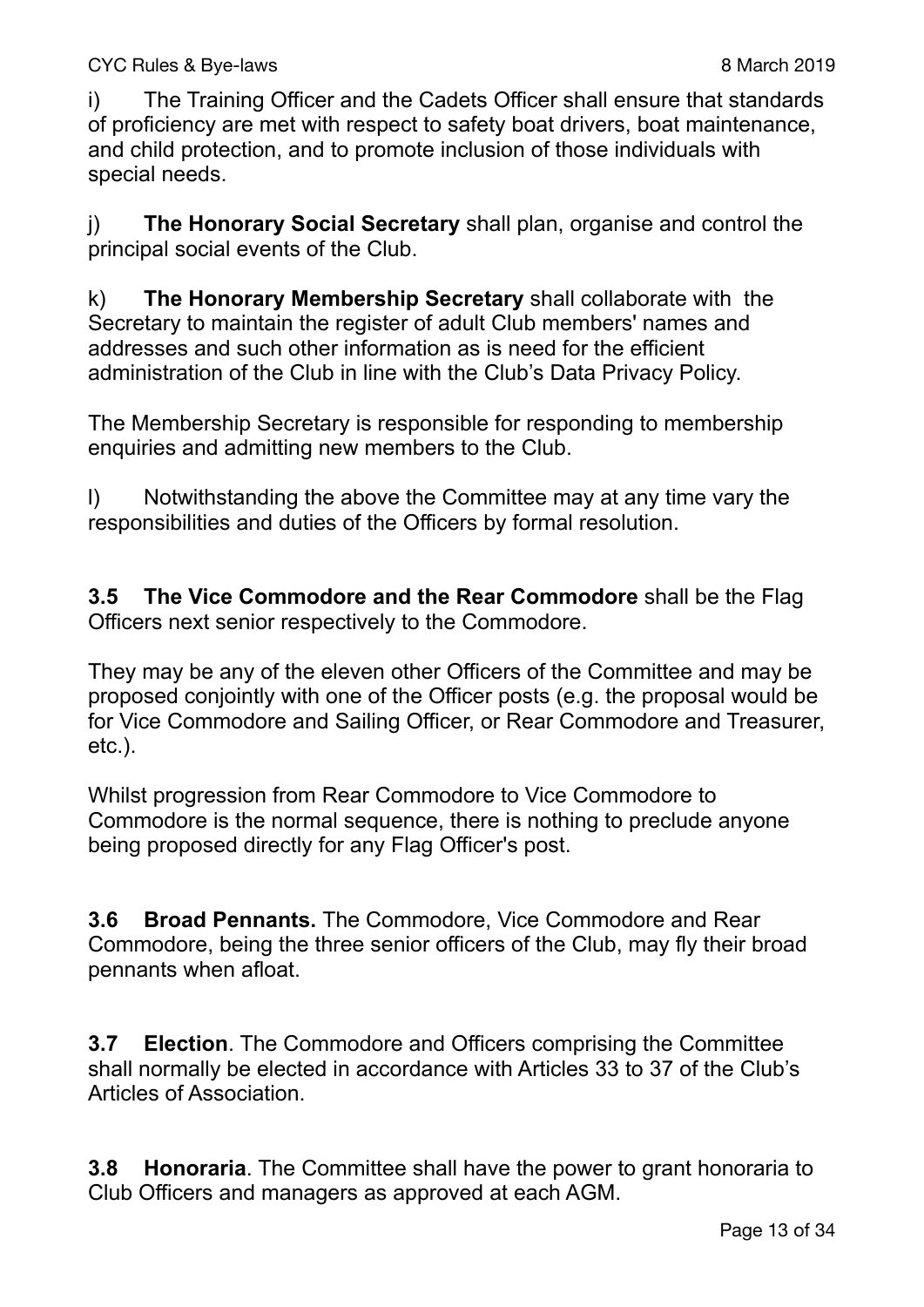i) The Training Officer and the Cadets Officer shall ensure that standards of proficiency are met with respect to safety boat drivers, boat maintenance, and child protection, and to promote inclusion of those individuals with special needs.

j) **The Honorary Social Secretary** shall plan, organise and control the principal social events of the Club.

k) **The Honorary Membership Secretary** shall collaborate with the Secretary to maintain the register of adult Club members' names and addresses and such other information as is need for the efficient administration of the Club in line with the Club's Data Privacy Policy.

The Membership Secretary is responsible for responding to membership enquiries and admitting new members to the Club.

l) Notwithstanding the above the Committee may at any time vary the responsibilities and duties of the Officers by formal resolution.

**3.5 The Vice Commodore and the Rear Commodore** shall be the Flag Officers next senior respectively to the Commodore.

They may be any of the eleven other Officers of the Committee and may be proposed conjointly with one of the Officer posts (e.g. the proposal would be for Vice Commodore and Sailing Officer, or Rear Commodore and Treasurer, etc.).

Whilst progression from Rear Commodore to Vice Commodore to Commodore is the normal sequence, there is nothing to preclude anyone being proposed directly for any Flag Officer's post.

**3.6 Broad Pennants.** The Commodore, Vice Commodore and Rear Commodore, being the three senior officers of the Club, may fly their broad pennants when afloat.

**3.7 Election**. The Commodore and Officers comprising the Committee shall normally be elected in accordance with Articles 33 to 37 of the Club's Articles of Association.

**3.8 Honoraria**. The Committee shall have the power to grant honoraria to Club Officers and managers as approved at each AGM.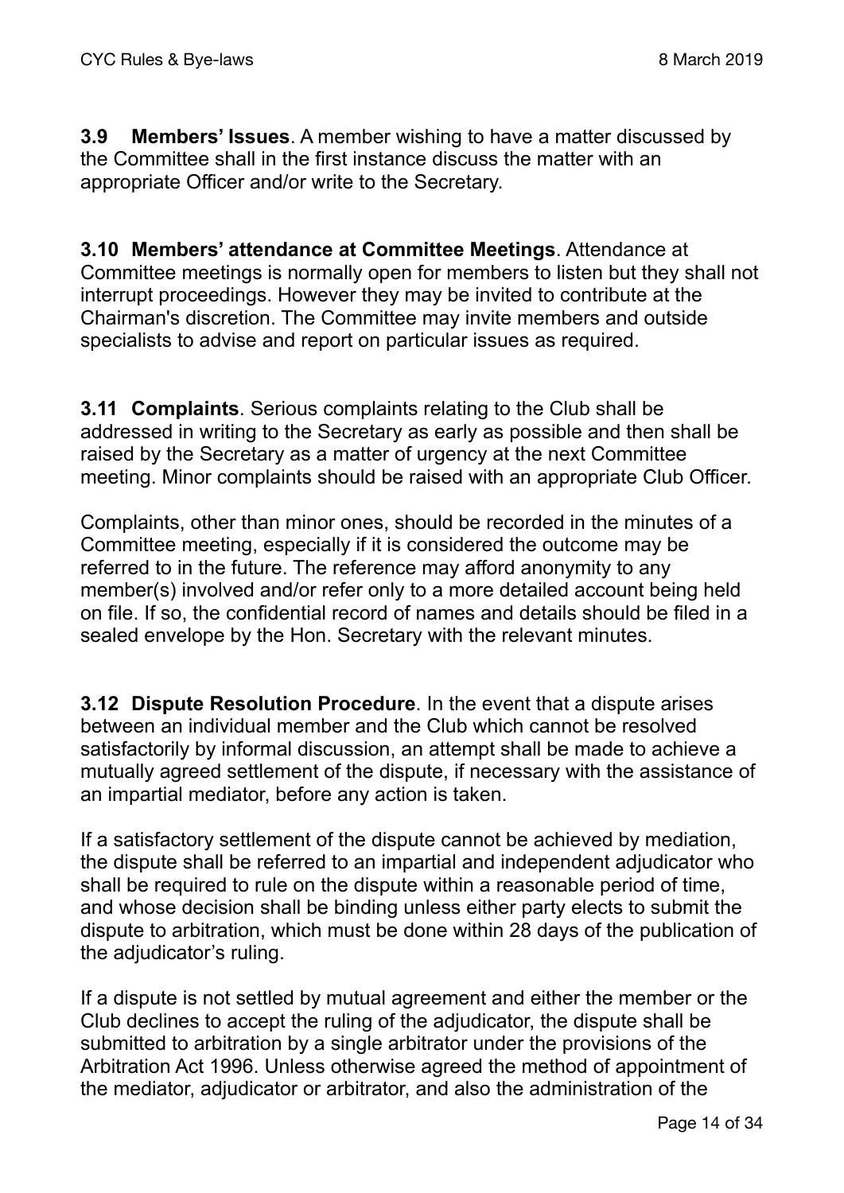**3.9 Members' Issues**. A member wishing to have a matter discussed by the Committee shall in the first instance discuss the matter with an appropriate Officer and/or write to the Secretary.

**3.10 Members' attendance at Committee Meetings**. Attendance at Committee meetings is normally open for members to listen but they shall not interrupt proceedings. However they may be invited to contribute at the Chairman's discretion. The Committee may invite members and outside specialists to advise and report on particular issues as required.

**3.11 Complaints**. Serious complaints relating to the Club shall be addressed in writing to the Secretary as early as possible and then shall be raised by the Secretary as a matter of urgency at the next Committee meeting. Minor complaints should be raised with an appropriate Club Officer.

Complaints, other than minor ones, should be recorded in the minutes of a Committee meeting, especially if it is considered the outcome may be referred to in the future. The reference may afford anonymity to any member(s) involved and/or refer only to a more detailed account being held on file. If so, the confidential record of names and details should be filed in a sealed envelope by the Hon. Secretary with the relevant minutes.

**3.12 Dispute Resolution Procedure**. In the event that a dispute arises between an individual member and the Club which cannot be resolved satisfactorily by informal discussion, an attempt shall be made to achieve a mutually agreed settlement of the dispute, if necessary with the assistance of an impartial mediator, before any action is taken.

If a satisfactory settlement of the dispute cannot be achieved by mediation, the dispute shall be referred to an impartial and independent adjudicator who shall be required to rule on the dispute within a reasonable period of time, and whose decision shall be binding unless either party elects to submit the dispute to arbitration, which must be done within 28 days of the publication of the adjudicator's ruling.

If a dispute is not settled by mutual agreement and either the member or the Club declines to accept the ruling of the adjudicator, the dispute shall be submitted to arbitration by a single arbitrator under the provisions of the Arbitration Act 1996. Unless otherwise agreed the method of appointment of the mediator, adjudicator or arbitrator, and also the administration of the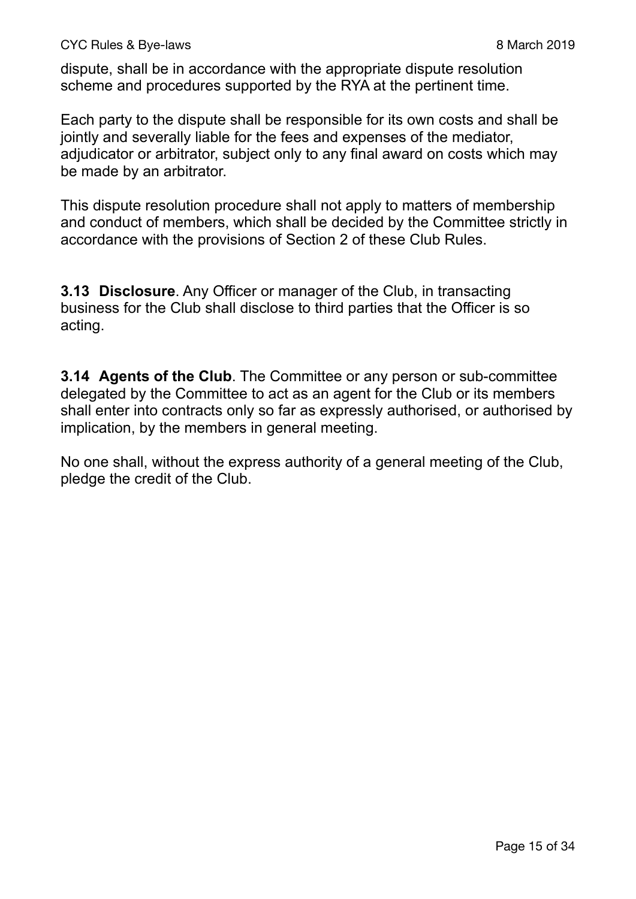dispute, shall be in accordance with the appropriate dispute resolution scheme and procedures supported by the RYA at the pertinent time.

Each party to the dispute shall be responsible for its own costs and shall be jointly and severally liable for the fees and expenses of the mediator, adjudicator or arbitrator, subject only to any final award on costs which may be made by an arbitrator.

This dispute resolution procedure shall not apply to matters of membership and conduct of members, which shall be decided by the Committee strictly in accordance with the provisions of Section 2 of these Club Rules.

**3.13 Disclosure**. Any Officer or manager of the Club, in transacting business for the Club shall disclose to third parties that the Officer is so acting.

**3.14 Agents of the Club**. The Committee or any person or sub-committee delegated by the Committee to act as an agent for the Club or its members shall enter into contracts only so far as expressly authorised, or authorised by implication, by the members in general meeting.

No one shall, without the express authority of a general meeting of the Club, pledge the credit of the Club.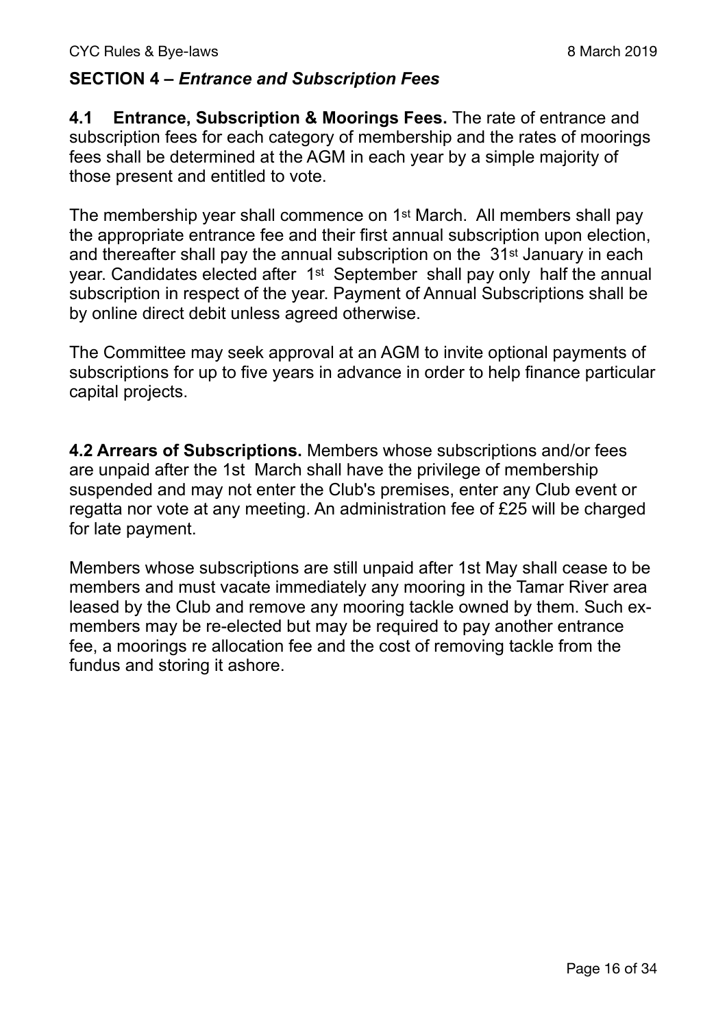## SECTION 4 – *Entrance and Subscription Fees*

**4.1 Entrance, Subscription & Moorings Fees.** The rate of entrance and subscription fees for each category of membership and the rates of moorings fees shall be determined at the AGM in each year by a simple majority of those present and entitled to vote.

The membership year shall commence on 1st March. All members shall pay the appropriate entrance fee and their first annual subscription upon election, and thereafter shall pay the annual subscription on the 31st January in each year. Candidates elected after 1st September shall pay only half the annual subscription in respect of the year. Payment of Annual Subscriptions shall be by online direct debit unless agreed otherwise.

The Committee may seek approval at an AGM to invite optional payments of subscriptions for up to five years in advance in order to help finance particular capital projects.

**4.2 Arrears of Subscriptions.** Members whose subscriptions and/or fees are unpaid after the 1st March shall have the privilege of membership suspended and may not enter the Club's premises, enter any Club event or regatta nor vote at any meeting. An administration fee of £25 will be charged for late payment.

Members whose subscriptions are still unpaid after 1st May shall cease to be members and must vacate immediately any mooring in the Tamar River area leased by the Club and remove any mooring tackle owned by them. Such ex-members may be re-elected but may be required to pay another entrance fee, a moorings re allocation fee and the cost of removing tackle from the fundus and storing it ashore.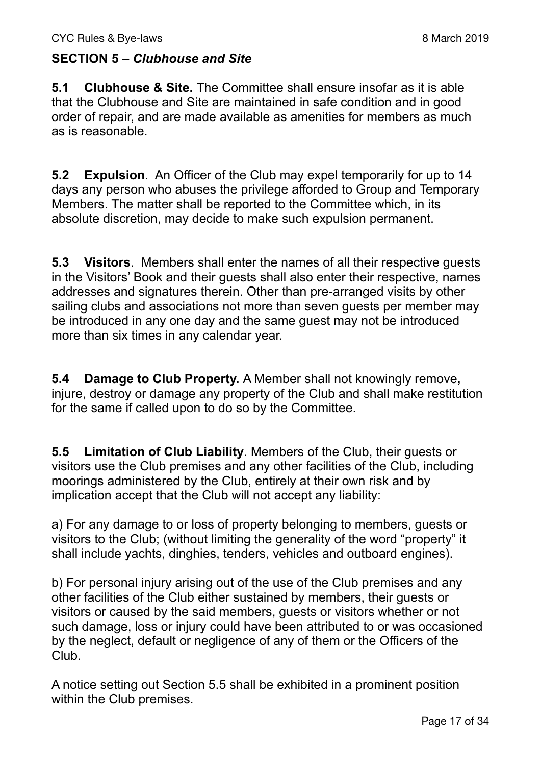## SECTION 5 – *Clubhouse and Site*

**5.1 Clubhouse & Site.** The Committee shall ensure insofar as it is able that the Clubhouse and Site are maintained in safe condition and in good order of repair, and are made available as amenities for members as much as is reasonable.

**5.2 Expulsion**. An Officer of the Club may expel temporarily for up to 14 days any person who abuses the privilege afforded to Group and Temporary Members. The matter shall be reported to the Committee which, in its absolute discretion, may decide to make such expulsion permanent.

**5.3 Visitors**. Members shall enter the names of all their respective guests in the Visitors' Book and their guests shall also enter their respective, names addresses and signatures therein. Other than pre-arranged visits by other sailing clubs and associations not more than seven guests per member may be introduced in any one day and the same guest may not be introduced more than six times in any calendar year.

**5.4 Damage to Club Property.** A Member shall not knowingly remove**,** injure, destroy or damage any property of the Club and shall make restitution for the same if called upon to do so by the Committee.

**5.5 Limitation of Club Liability**. Members of the Club, their guests or visitors use the Club premises and any other facilities of the Club, including moorings administered by the Club, entirely at their own risk and by implication accept that the Club will not accept any liability:

a) For any damage to or loss of property belonging to members, guests or visitors to the Club; (without limiting the generality of the word "property" it shall include yachts, dinghies, tenders, vehicles and outboard engines).

b) For personal injury arising out of the use of the Club premises and any other facilities of the Club either sustained by members, their guests or visitors or caused by the said members, guests or visitors whether or not such damage, loss or injury could have been attributed to or was occasioned by the neglect, default or negligence of any of them or the Officers of the Club.

A notice setting out Section 5.5 shall be exhibited in a prominent position within the Club premises.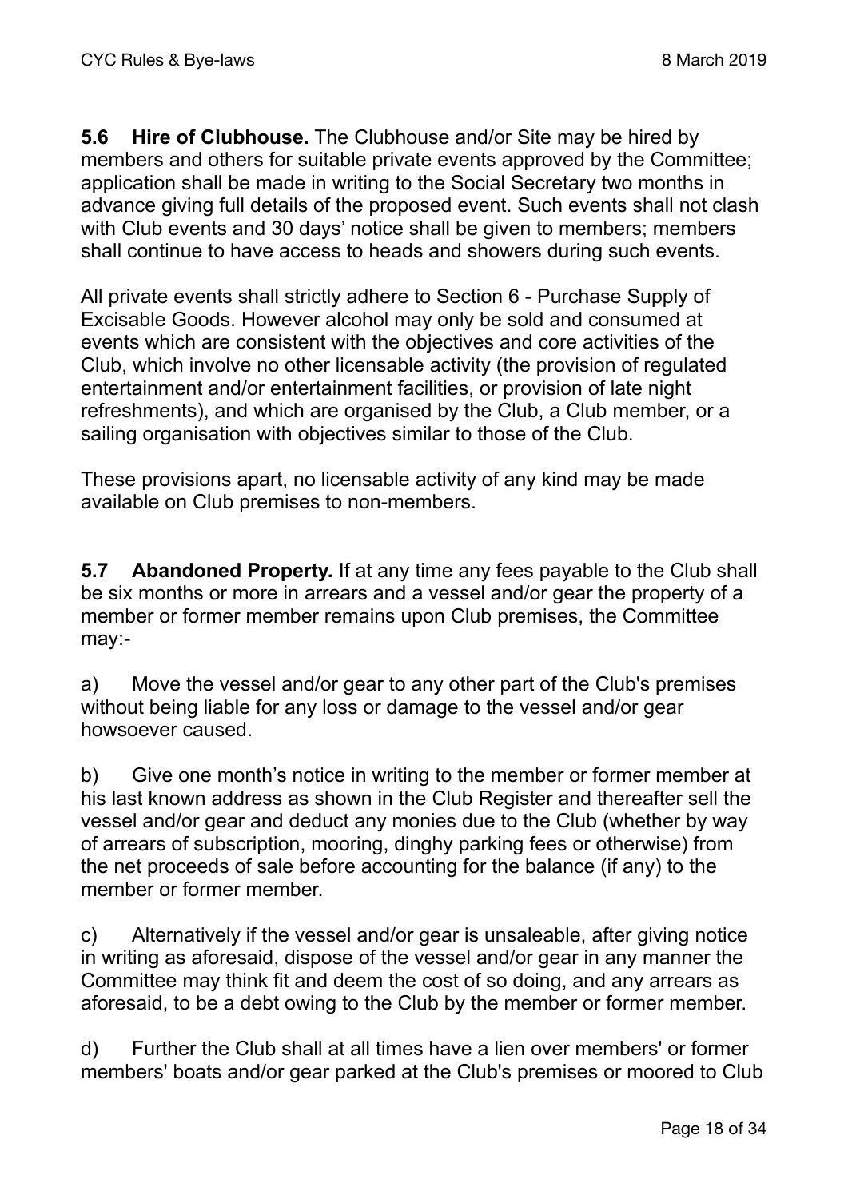**5.6 Hire of Clubhouse.** The Clubhouse and/or Site may be hired by members and others for suitable private events approved by the Committee; application shall be made in writing to the Social Secretary two months in advance giving full details of the proposed event. Such events shall not clash with Club events and 30 days' notice shall be given to members; members shall continue to have access to heads and showers during such events.

All private events shall strictly adhere to Section 6 - Purchase Supply of Excisable Goods. However alcohol may only be sold and consumed at events which are consistent with the objectives and core activities of the Club, which involve no other licensable activity (the provision of regulated entertainment and/or entertainment facilities, or provision of late night refreshments), and which are organised by the Club, a Club member, or a sailing organisation with objectives similar to those of the Club.

These provisions apart, no licensable activity of any kind may be made available on Club premises to non-members.

**5.7 Abandoned Property.** If at any time any fees payable to the Club shall be six months or more in arrears and a vessel and/or gear the property of a member or former member remains upon Club premises, the Committee may:-

a) Move the vessel and/or gear to any other part of the Club's premises without being liable for any loss or damage to the vessel and/or gear howsoever caused.

b) Give one month's notice in writing to the member or former member at his last known address as shown in the Club Register and thereafter sell the vessel and/or gear and deduct any monies due to the Club (whether by way of arrears of subscription, mooring, dinghy parking fees or otherwise) from the net proceeds of sale before accounting for the balance (if any) to the member or former member.

c) Alternatively if the vessel and/or gear is unsaleable, after giving notice in writing as aforesaid, dispose of the vessel and/or gear in any manner the Committee may think fit and deem the cost of so doing, and any arrears as aforesaid, to be a debt owing to the Club by the member or former member.

d) Further the Club shall at all times have a lien over members' or former members' boats and/or gear parked at the Club's premises or moored to Club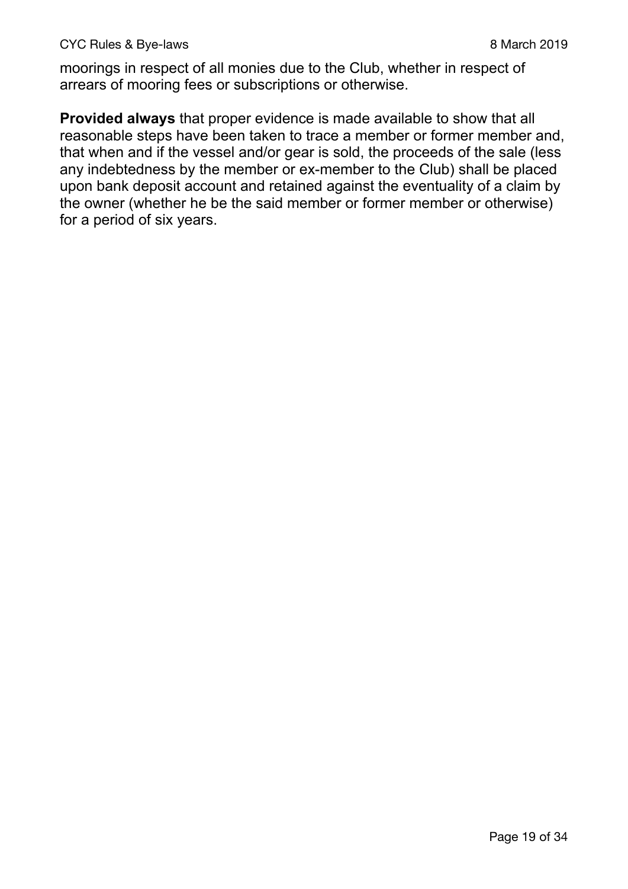moorings in respect of all monies due to the Club, whether in respect of arrears of mooring fees or subscriptions or otherwise.

**Provided always** that proper evidence is made available to show that all reasonable steps have been taken to trace a member or former member and, that when and if the vessel and/or gear is sold, the proceeds of the sale (less any indebtedness by the member or ex-member to the Club) shall be placed upon bank deposit account and retained against the eventuality of a claim by the owner (whether he be the said member or former member or otherwise) for a period of six years.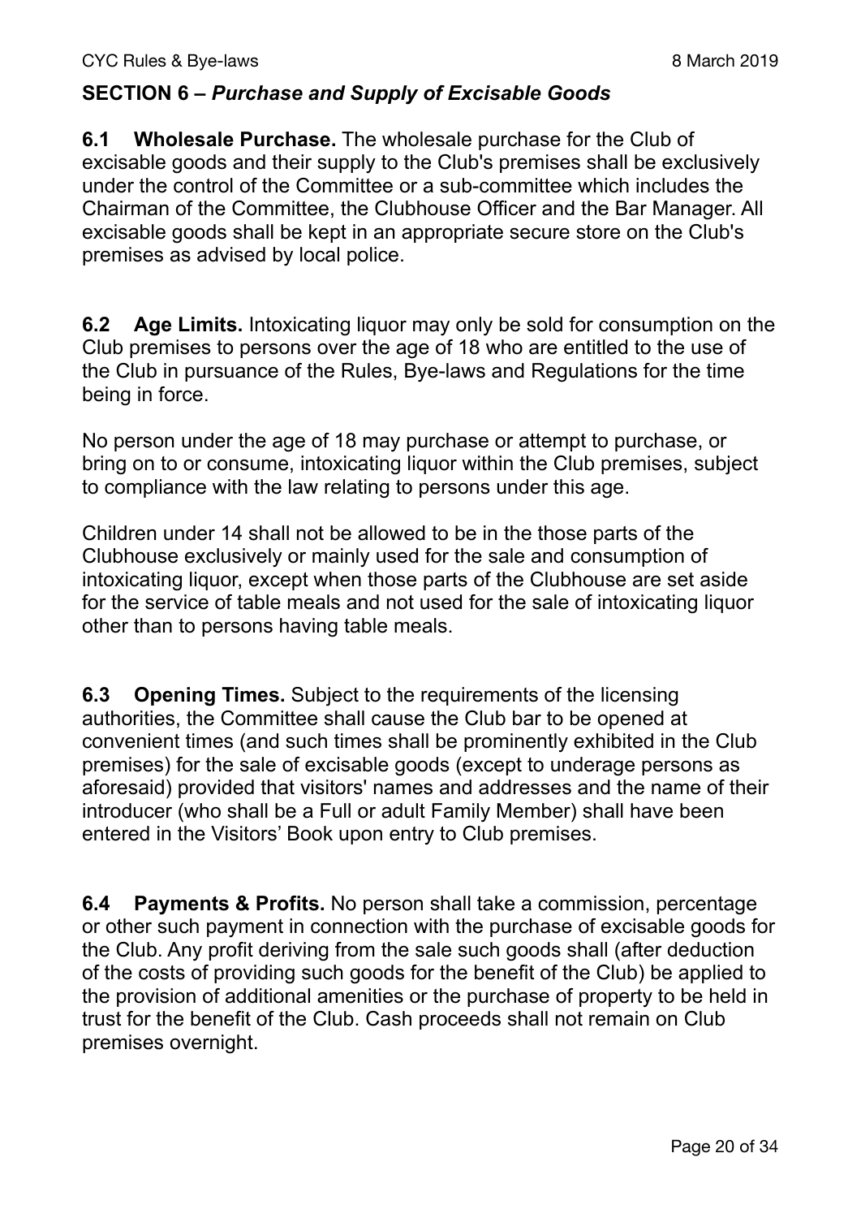## SECTION 6 – *Purchase and Supply of Excisable Goods*

**6.1 Wholesale Purchase.** The wholesale purchase for the Club of excisable goods and their supply to the Club's premises shall be exclusively under the control of the Committee or a sub-committee which includes the Chairman of the Committee, the Clubhouse Officer and the Bar Manager. All excisable goods shall be kept in an appropriate secure store on the Club's premises as advised by local police.

**6.2 Age Limits.** Intoxicating liquor may only be sold for consumption on the Club premises to persons over the age of 18 who are entitled to the use of the Club in pursuance of the Rules, Bye-laws and Regulations for the time being in force.

No person under the age of 18 may purchase or attempt to purchase, or bring on to or consume, intoxicating liquor within the Club premises, subject to compliance with the law relating to persons under this age.

Children under 14 shall not be allowed to be in the those parts of the Clubhouse exclusively or mainly used for the sale and consumption of intoxicating liquor, except when those parts of the Clubhouse are set aside for the service of table meals and not used for the sale of intoxicating liquor other than to persons having table meals.

**6.3 Opening Times.** Subject to the requirements of the licensing authorities, the Committee shall cause the Club bar to be opened at convenient times (and such times shall be prominently exhibited in the Club premises) for the sale of excisable goods (except to underage persons as aforesaid) provided that visitors' names and addresses and the name of their introducer (who shall be a Full or adult Family Member) shall have been entered in the Visitors' Book upon entry to Club premises.

**6.4 Payments & Profits.** No person shall take a commission, percentage or other such payment in connection with the purchase of excisable goods for the Club. Any profit deriving from the sale such goods shall (after deduction of the costs of providing such goods for the benefit of the Club) be applied to the provision of additional amenities or the purchase of property to be held in trust for the benefit of the Club. Cash proceeds shall not remain on Club premises overnight.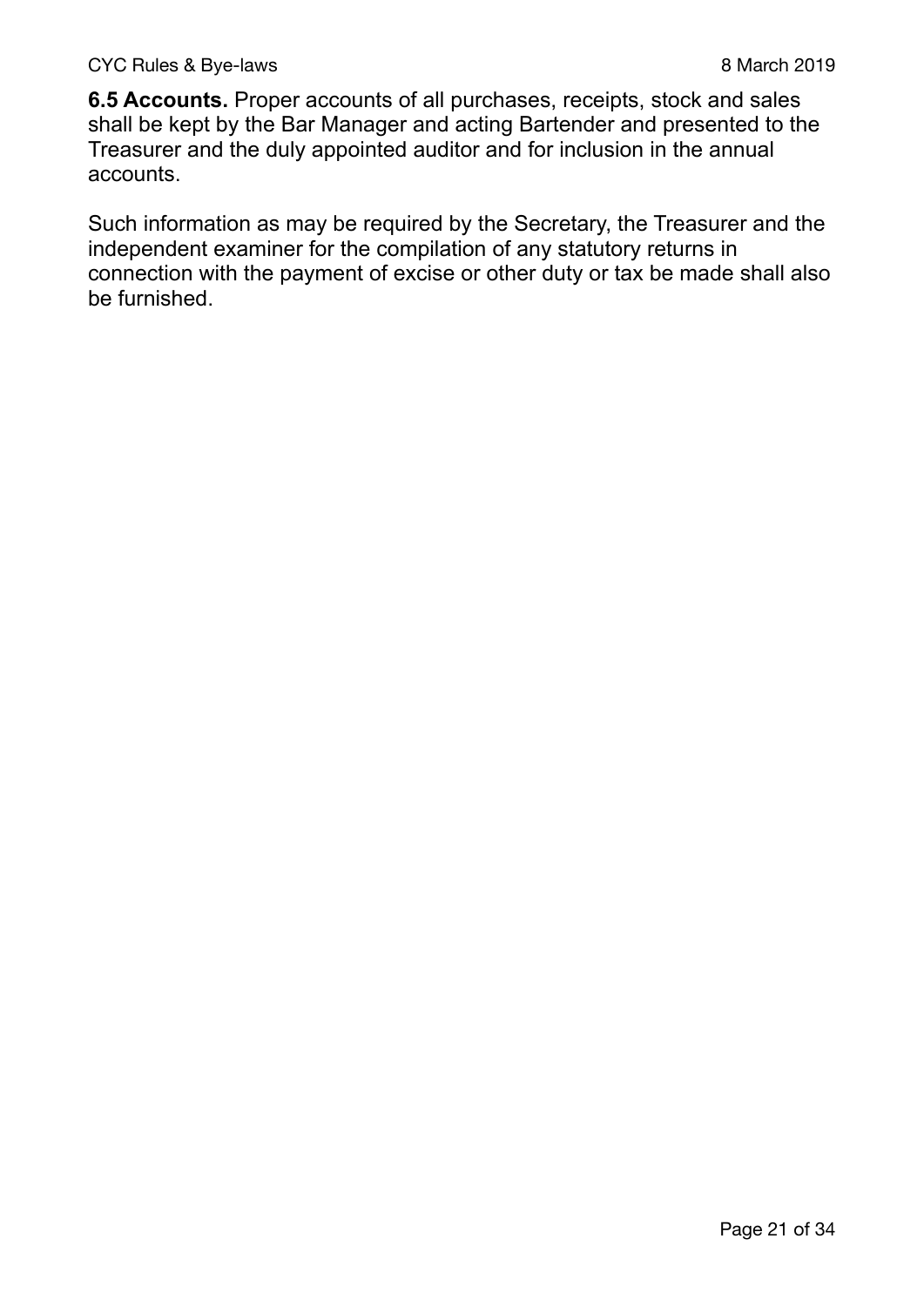**6.5 Accounts.** Proper accounts of all purchases, receipts, stock and sales shall be kept by the Bar Manager and acting Bartender and presented to the Treasurer and the duly appointed auditor and for inclusion in the annual accounts.

Such information as may be required by the Secretary, the Treasurer and the independent examiner for the compilation of any statutory returns in connection with the payment of excise or other duty or tax be made shall also be furnished.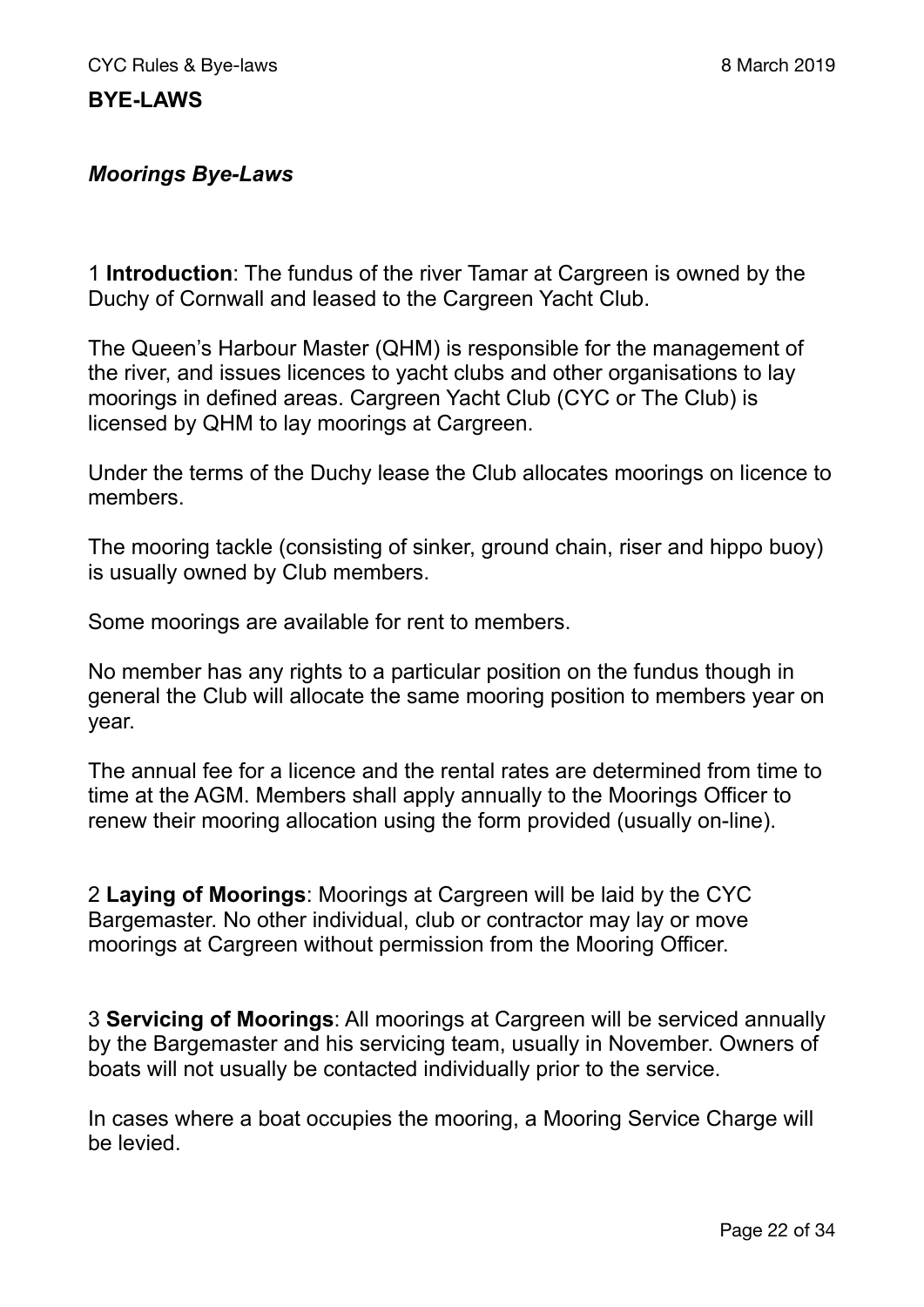## BYE-LAWS

### *Moorings Bye-Laws*

1 **Introduction**: The fundus of the river Tamar at Cargreen is owned by the Duchy of Cornwall and leased to the Cargreen Yacht Club.

The Queen's Harbour Master (QHM) is responsible for the management of the river, and issues licences to yacht clubs and other organisations to lay moorings in defined areas. Cargreen Yacht Club (CYC or The Club) is licensed by QHM to lay moorings at Cargreen.

Under the terms of the Duchy lease the Club allocates moorings on licence to members.

The mooring tackle (consisting of sinker, ground chain, riser and hippo buoy) is usually owned by Club members.

Some moorings are available for rent to members.

No member has any rights to a particular position on the fundus though in general the Club will allocate the same mooring position to members year on year.

The annual fee for a licence and the rental rates are determined from time to time at the AGM. Members shall apply annually to the Moorings Officer to renew their mooring allocation using the form provided (usually on-line).

2 **Laying of Moorings**: Moorings at Cargreen will be laid by the CYC Bargemaster. No other individual, club or contractor may lay or move moorings at Cargreen without permission from the Mooring Officer.

3 **Servicing of Moorings**: All moorings at Cargreen will be serviced annually by the Bargemaster and his servicing team, usually in November. Owners of boats will not usually be contacted individually prior to the service.

In cases where a boat occupies the mooring, a Mooring Service Charge will be levied.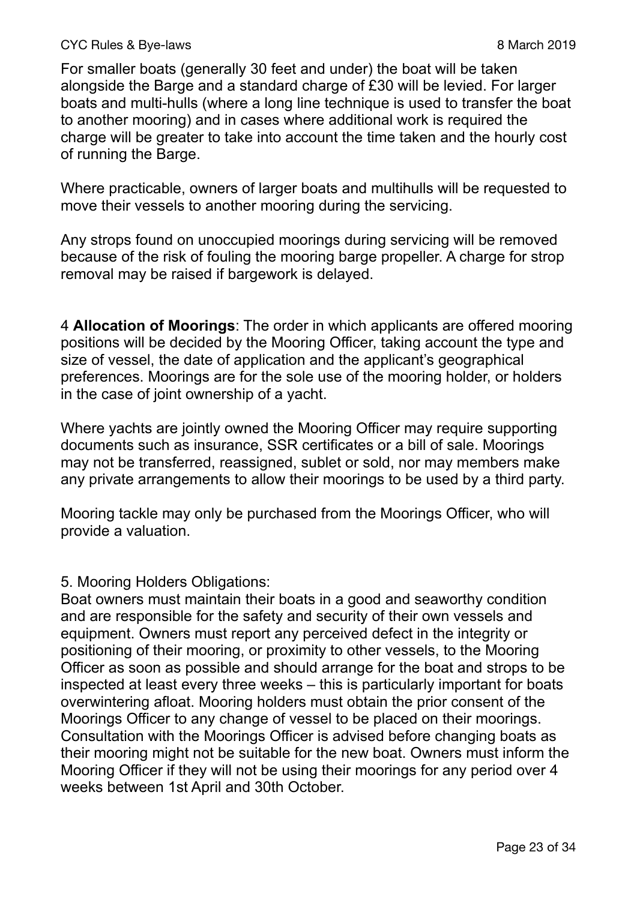For smaller boats (generally 30 feet and under) the boat will be taken alongside the Barge and a standard charge of £30 will be levied. For larger boats and multi-hulls (where a long line technique is used to transfer the boat to another mooring) and in cases where additional work is required the charge will be greater to take into account the time taken and the hourly cost of running the Barge.

Where practicable, owners of larger boats and multihulls will be requested to move their vessels to another mooring during the servicing.

Any strops found on unoccupied moorings during servicing will be removed because of the risk of fouling the mooring barge propeller. A charge for strop removal may be raised if bargework is delayed.

4 **Allocation of Moorings**: The order in which applicants are offered mooring positions will be decided by the Mooring Officer, taking account the type and size of vessel, the date of application and the applicant's geographical preferences. Moorings are for the sole use of the mooring holder, or holders in the case of joint ownership of a yacht.

Where yachts are jointly owned the Mooring Officer may require supporting documents such as insurance, SSR certificates or a bill of sale. Moorings may not be transferred, reassigned, sublet or sold, nor may members make any private arrangements to allow their moorings to be used by a third party.

Mooring tackle may only be purchased from the Moorings Officer, who will provide a valuation.

5. Mooring Holders Obligations:
Boat owners must maintain their boats in a good and seaworthy condition and are responsible for the safety and security of their own vessels and equipment. Owners must report any perceived defect in the integrity or positioning of their mooring, or proximity to other vessels, to the Mooring Officer as soon as possible and should arrange for the boat and strops to be inspected at least every three weeks – this is particularly important for boats overwintering afloat. Mooring holders must obtain the prior consent of the Moorings Officer to any change of vessel to be placed on their moorings. Consultation with the Moorings Officer is advised before changing boats as their mooring might not be suitable for the new boat. Owners must inform the Mooring Officer if they will not be using their moorings for any period over 4 weeks between 1st April and 30th October.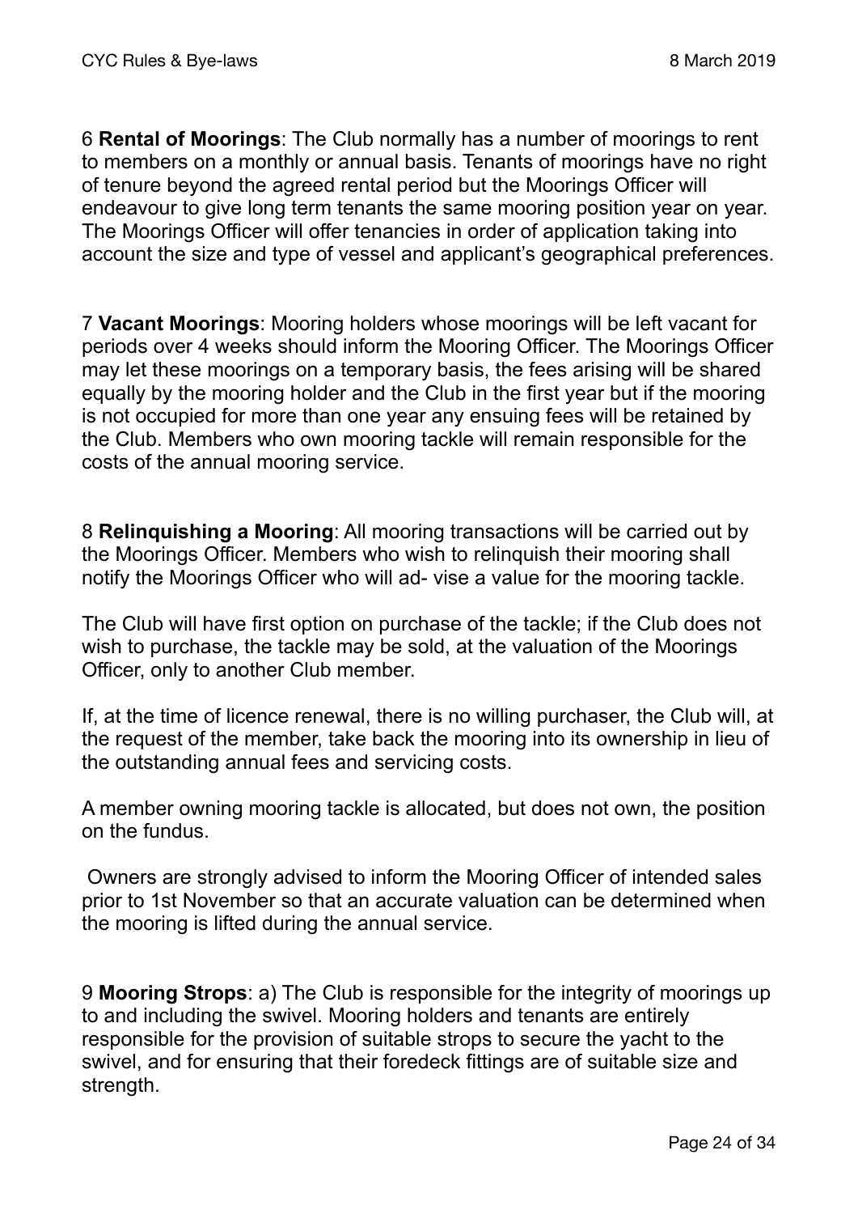6 **Rental of Moorings**: The Club normally has a number of moorings to rent to members on a monthly or annual basis. Tenants of moorings have no right of tenure beyond the agreed rental period but the Moorings Officer will endeavour to give long term tenants the same mooring position year on year. The Moorings Officer will offer tenancies in order of application taking into account the size and type of vessel and applicant's geographical preferences.

7 **Vacant Moorings**: Mooring holders whose moorings will be left vacant for periods over 4 weeks should inform the Mooring Officer. The Moorings Officer may let these moorings on a temporary basis, the fees arising will be shared equally by the mooring holder and the Club in the first year but if the mooring is not occupied for more than one year any ensuing fees will be retained by the Club. Members who own mooring tackle will remain responsible for the costs of the annual mooring service.

8 **Relinquishing a Mooring**: All mooring transactions will be carried out by the Moorings Officer. Members who wish to relinquish their mooring shall notify the Moorings Officer who will ad- vise a value for the mooring tackle.

The Club will have first option on purchase of the tackle; if the Club does not wish to purchase, the tackle may be sold, at the valuation of the Moorings Officer, only to another Club member.

If, at the time of licence renewal, there is no willing purchaser, the Club will, at the request of the member, take back the mooring into its ownership in lieu of the outstanding annual fees and servicing costs.

A member owning mooring tackle is allocated, but does not own, the position on the fundus.

Owners are strongly advised to inform the Mooring Officer of intended sales prior to 1st November so that an accurate valuation can be determined when the mooring is lifted during the annual service.

9 **Mooring Strops**: a) The Club is responsible for the integrity of moorings up to and including the swivel. Mooring holders and tenants are entirely responsible for the provision of suitable strops to secure the yacht to the swivel, and for ensuring that their foredeck fittings are of suitable size and strength.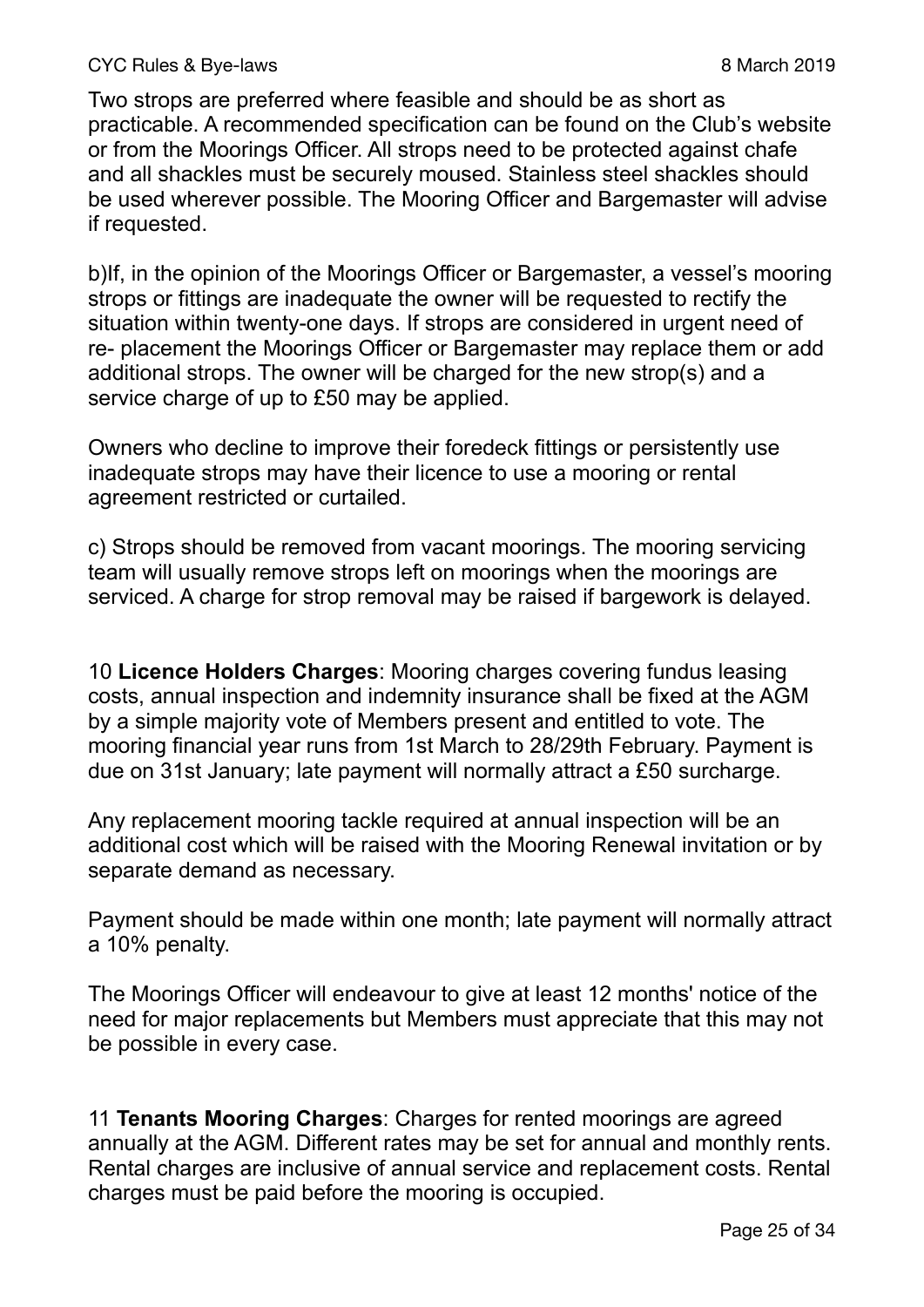Two strops are preferred where feasible and should be as short as practicable. A recommended specification can be found on the Club's website or from the Moorings Officer. All strops need to be protected against chafe and all shackles must be securely moused. Stainless steel shackles should be used wherever possible. The Mooring Officer and Bargemaster will advise if requested.

b)If, in the opinion of the Moorings Officer or Bargemaster, a vessel's mooring strops or fittings are inadequate the owner will be requested to rectify the situation within twenty-one days. If strops are considered in urgent need of re- placement the Moorings Officer or Bargemaster may replace them or add additional strops. The owner will be charged for the new strop(s) and a service charge of up to £50 may be applied.

Owners who decline to improve their foredeck fittings or persistently use inadequate strops may have their licence to use a mooring or rental agreement restricted or curtailed.

c) Strops should be removed from vacant moorings. The mooring servicing team will usually remove strops left on moorings when the moorings are serviced. A charge for strop removal may be raised if bargework is delayed.

10 **Licence Holders Charges**: Mooring charges covering fundus leasing costs, annual inspection and indemnity insurance shall be fixed at the AGM by a simple majority vote of Members present and entitled to vote. The mooring financial year runs from 1st March to 28/29th February. Payment is due on 31st January; late payment will normally attract a £50 surcharge.

Any replacement mooring tackle required at annual inspection will be an additional cost which will be raised with the Mooring Renewal invitation or by separate demand as necessary.

Payment should be made within one month; late payment will normally attract a 10% penalty.

The Moorings Officer will endeavour to give at least 12 months' notice of the need for major replacements but Members must appreciate that this may not be possible in every case.

11 **Tenants Mooring Charges**: Charges for rented moorings are agreed annually at the AGM. Different rates may be set for annual and monthly rents. Rental charges are inclusive of annual service and replacement costs. Rental charges must be paid before the mooring is occupied.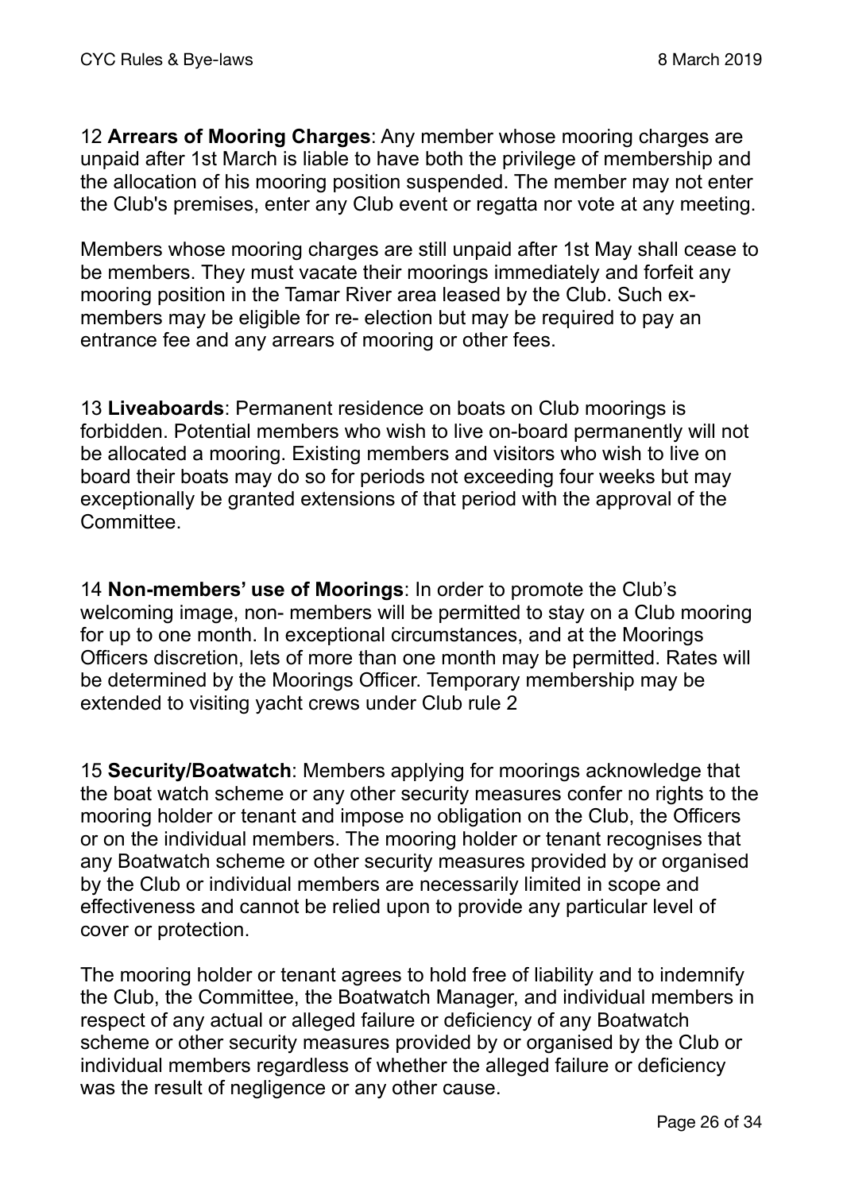12 **Arrears of Mooring Charges**: Any member whose mooring charges are unpaid after 1st March is liable to have both the privilege of membership and the allocation of his mooring position suspended. The member may not enter the Club's premises, enter any Club event or regatta nor vote at any meeting.

Members whose mooring charges are still unpaid after 1st May shall cease to be members. They must vacate their moorings immediately and forfeit any mooring position in the Tamar River area leased by the Club. Such ex-members may be eligible for re- election but may be required to pay an entrance fee and any arrears of mooring or other fees.

13 **Liveaboards**: Permanent residence on boats on Club moorings is forbidden. Potential members who wish to live on-board permanently will not be allocated a mooring. Existing members and visitors who wish to live on board their boats may do so for periods not exceeding four weeks but may exceptionally be granted extensions of that period with the approval of the Committee.

14 **Non-members' use of Moorings**: In order to promote the Club's welcoming image, non- members will be permitted to stay on a Club mooring for up to one month. In exceptional circumstances, and at the Moorings Officers discretion, lets of more than one month may be permitted. Rates will be determined by the Moorings Officer. Temporary membership may be extended to visiting yacht crews under Club rule 2

15 **Security/Boatwatch**: Members applying for moorings acknowledge that the boat watch scheme or any other security measures confer no rights to the mooring holder or tenant and impose no obligation on the Club, the Officers or on the individual members. The mooring holder or tenant recognises that any Boatwatch scheme or other security measures provided by or organised by the Club or individual members are necessarily limited in scope and effectiveness and cannot be relied upon to provide any particular level of cover or protection.

The mooring holder or tenant agrees to hold free of liability and to indemnify the Club, the Committee, the Boatwatch Manager, and individual members in respect of any actual or alleged failure or deficiency of any Boatwatch scheme or other security measures provided by or organised by the Club or individual members regardless of whether the alleged failure or deficiency was the result of negligence or any other cause.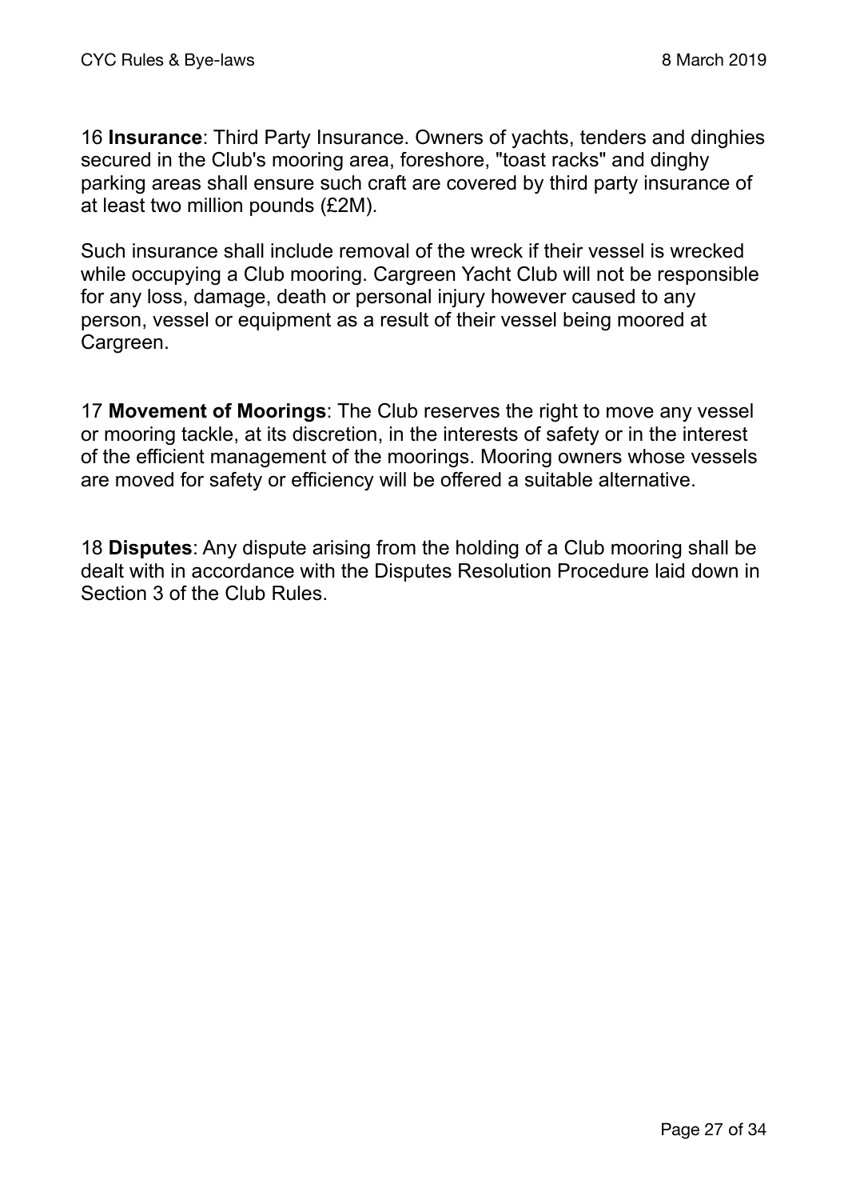16 **Insurance**: Third Party Insurance. Owners of yachts, tenders and dinghies secured in the Club's mooring area, foreshore, "toast racks" and dinghy parking areas shall ensure such craft are covered by third party insurance of at least two million pounds (£2M).

Such insurance shall include removal of the wreck if their vessel is wrecked while occupying a Club mooring. Cargreen Yacht Club will not be responsible for any loss, damage, death or personal injury however caused to any person, vessel or equipment as a result of their vessel being moored at Cargreen.

17 **Movement of Moorings**: The Club reserves the right to move any vessel or mooring tackle, at its discretion, in the interests of safety or in the interest of the efficient management of the moorings. Mooring owners whose vessels are moved for safety or efficiency will be offered a suitable alternative.

18 **Disputes**: Any dispute arising from the holding of a Club mooring shall be dealt with in accordance with the Disputes Resolution Procedure laid down in Section 3 of the Club Rules.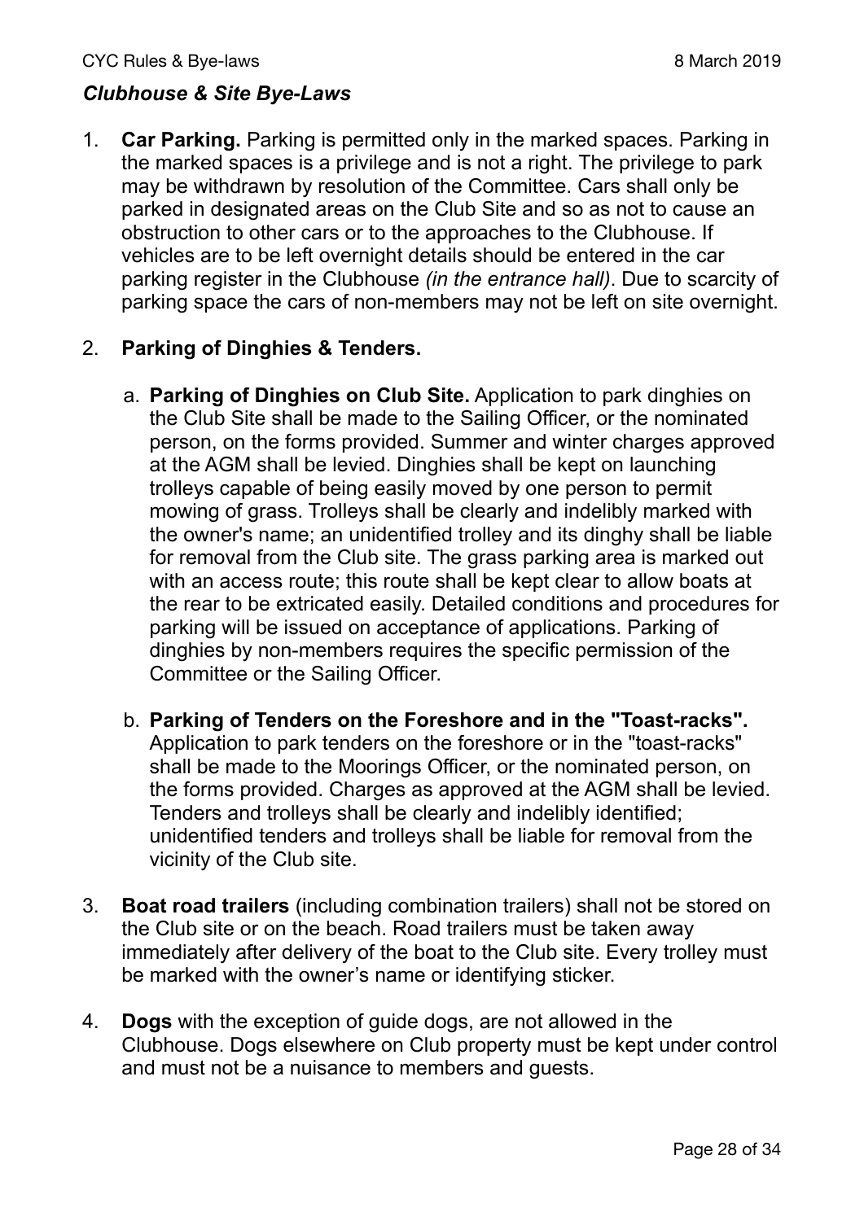## *Clubhouse & Site Bye-Laws*

1. **Car Parking.** Parking is permitted only in the marked spaces. Parking in the marked spaces is a privilege and is not a right. The privilege to park may be withdrawn by resolution of the Committee. Cars shall only be parked in designated areas on the Club Site and so as not to cause an obstruction to other cars or to the approaches to the Clubhouse. If vehicles are to be left overnight details should be entered in the car parking register in the Clubhouse *(in the entrance hall)*. Due to scarcity of parking space the cars of non-members may not be left on site overnight.

2. **Parking of Dinghies & Tenders.**

   a. **Parking of Dinghies on Club Site.** Application to park dinghies on the Club Site shall be made to the Sailing Officer, or the nominated person, on the forms provided. Summer and winter charges approved at the AGM shall be levied. Dinghies shall be kept on launching trolleys capable of being easily moved by one person to permit mowing of grass. Trolleys shall be clearly and indelibly marked with the owner's name; an unidentified trolley and its dinghy shall be liable for removal from the Club site. The grass parking area is marked out with an access route; this route shall be kept clear to allow boats at the rear to be extricated easily. Detailed conditions and procedures for parking will be issued on acceptance of applications. Parking of dinghies by non-members requires the specific permission of the Committee or the Sailing Officer.

   b. **Parking of Tenders on the Foreshore and in the "Toast-racks".** Application to park tenders on the foreshore or in the "toast-racks" shall be made to the Moorings Officer, or the nominated person, on the forms provided. Charges as approved at the AGM shall be levied. Tenders and trolleys shall be clearly and indelibly identified; unidentified tenders and trolleys shall be liable for removal from the vicinity of the Club site.

3. **Boat road trailers** (including combination trailers) shall not be stored on the Club site or on the beach. Road trailers must be taken away immediately after delivery of the boat to the Club site. Every trolley must be marked with the owner's name or identifying sticker.

4. **Dogs** with the exception of guide dogs, are not allowed in the Clubhouse. Dogs elsewhere on Club property must be kept under control and must not be a nuisance to members and guests.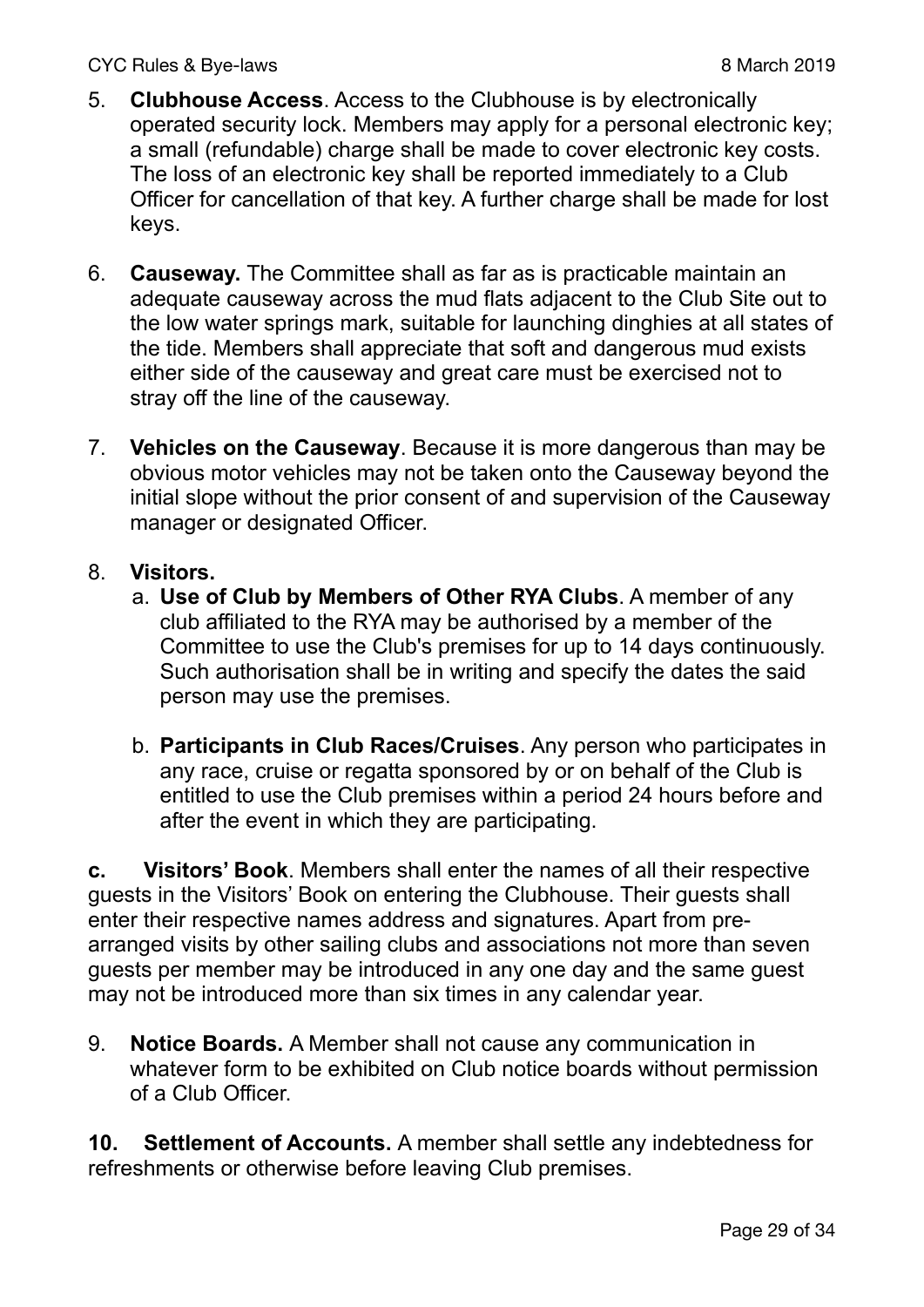5. **Clubhouse Access**. Access to the Clubhouse is by electronically operated security lock. Members may apply for a personal electronic key; a small (refundable) charge shall be made to cover electronic key costs. The loss of an electronic key shall be reported immediately to a Club Officer for cancellation of that key. A further charge shall be made for lost keys.

6. **Causeway.** The Committee shall as far as is practicable maintain an adequate causeway across the mud flats adjacent to the Club Site out to the low water springs mark, suitable for launching dinghies at all states of the tide. Members shall appreciate that soft and dangerous mud exists either side of the causeway and great care must be exercised not to stray off the line of the causeway.

7. **Vehicles on the Causeway**. Because it is more dangerous than may be obvious motor vehicles may not be taken onto the Causeway beyond the initial slope without the prior consent of and supervision of the Causeway manager or designated Officer.

8. **Visitors.**
    a. **Use of Club by Members of Other RYA Clubs**. A member of any club affiliated to the RYA may be authorised by a member of the Committee to use the Club's premises for up to 14 days continuously. Such authorisation shall be in writing and specify the dates the said person may use the premises.

    b. **Participants in Club Races/Cruises**. Any person who participates in any race, cruise or regatta sponsored by or on behalf of the Club is entitled to use the Club premises within a period 24 hours before and after the event in which they are participating.

**c. Visitors' Book**. Members shall enter the names of all their respective guests in the Visitors' Book on entering the Clubhouse. Their guests shall enter their respective names address and signatures. Apart from pre-arranged visits by other sailing clubs and associations not more than seven guests per member may be introduced in any one day and the same guest may not be introduced more than six times in any calendar year.

9. **Notice Boards.** A Member shall not cause any communication in whatever form to be exhibited on Club notice boards without permission of a Club Officer.

**10. Settlement of Accounts.** A member shall settle any indebtedness for refreshments or otherwise before leaving Club premises.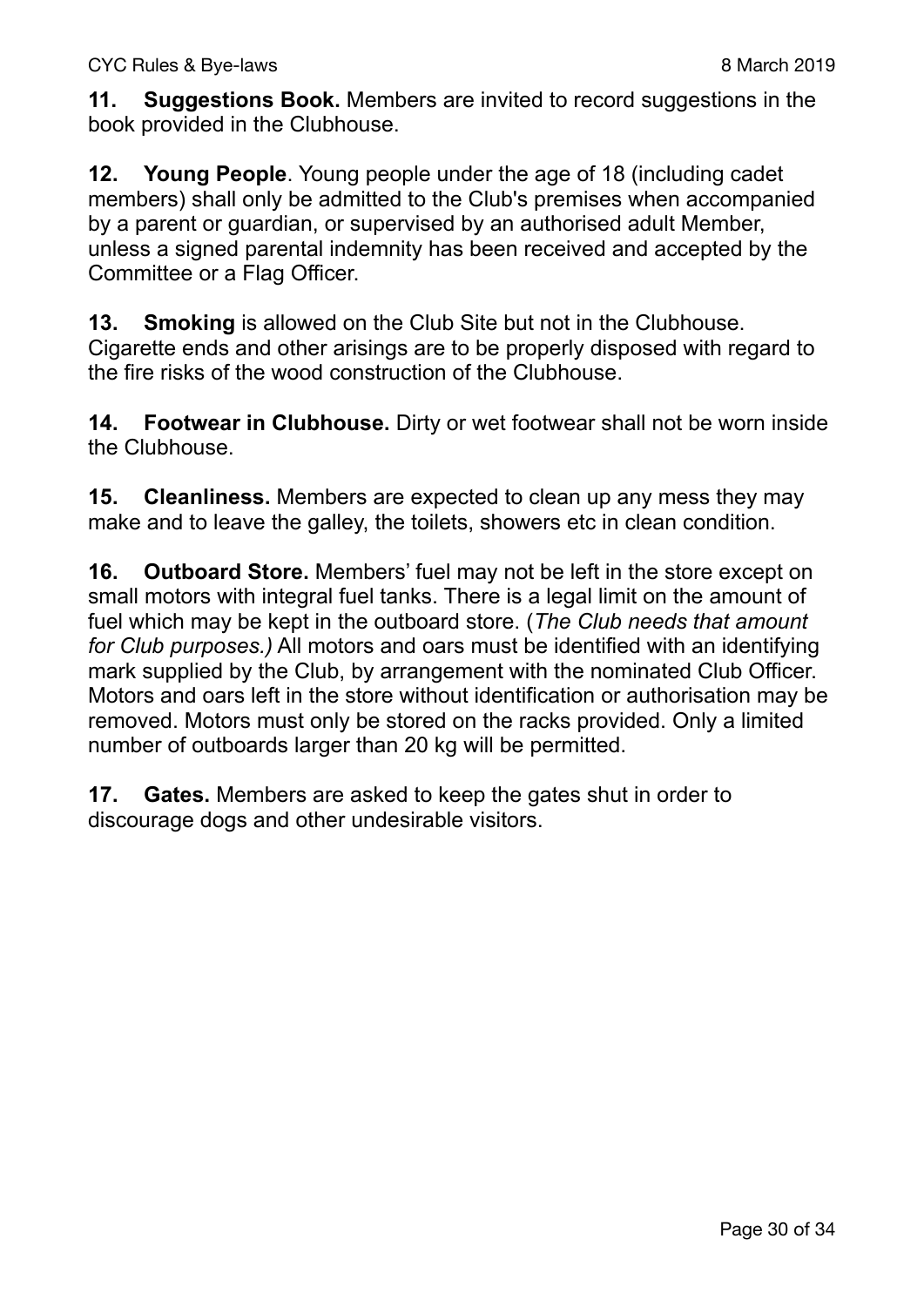**11. Suggestions Book.** Members are invited to record suggestions in the book provided in the Clubhouse.

**12. Young People**. Young people under the age of 18 (including cadet members) shall only be admitted to the Club's premises when accompanied by a parent or guardian, or supervised by an authorised adult Member, unless a signed parental indemnity has been received and accepted by the Committee or a Flag Officer.

**13. Smoking** is allowed on the Club Site but not in the Clubhouse. Cigarette ends and other arisings are to be properly disposed with regard to the fire risks of the wood construction of the Clubhouse.

**14. Footwear in Clubhouse.** Dirty or wet footwear shall not be worn inside the Clubhouse.

**15. Cleanliness.** Members are expected to clean up any mess they may make and to leave the galley, the toilets, showers etc in clean condition.

**16. Outboard Store.** Members' fuel may not be left in the store except on small motors with integral fuel tanks. There is a legal limit on the amount of fuel which may be kept in the outboard store. (*The Club needs that amount for Club purposes.)* All motors and oars must be identified with an identifying mark supplied by the Club, by arrangement with the nominated Club Officer. Motors and oars left in the store without identification or authorisation may be removed. Motors must only be stored on the racks provided. Only a limited number of outboards larger than 20 kg will be permitted.

**17. Gates.** Members are asked to keep the gates shut in order to discourage dogs and other undesirable visitors.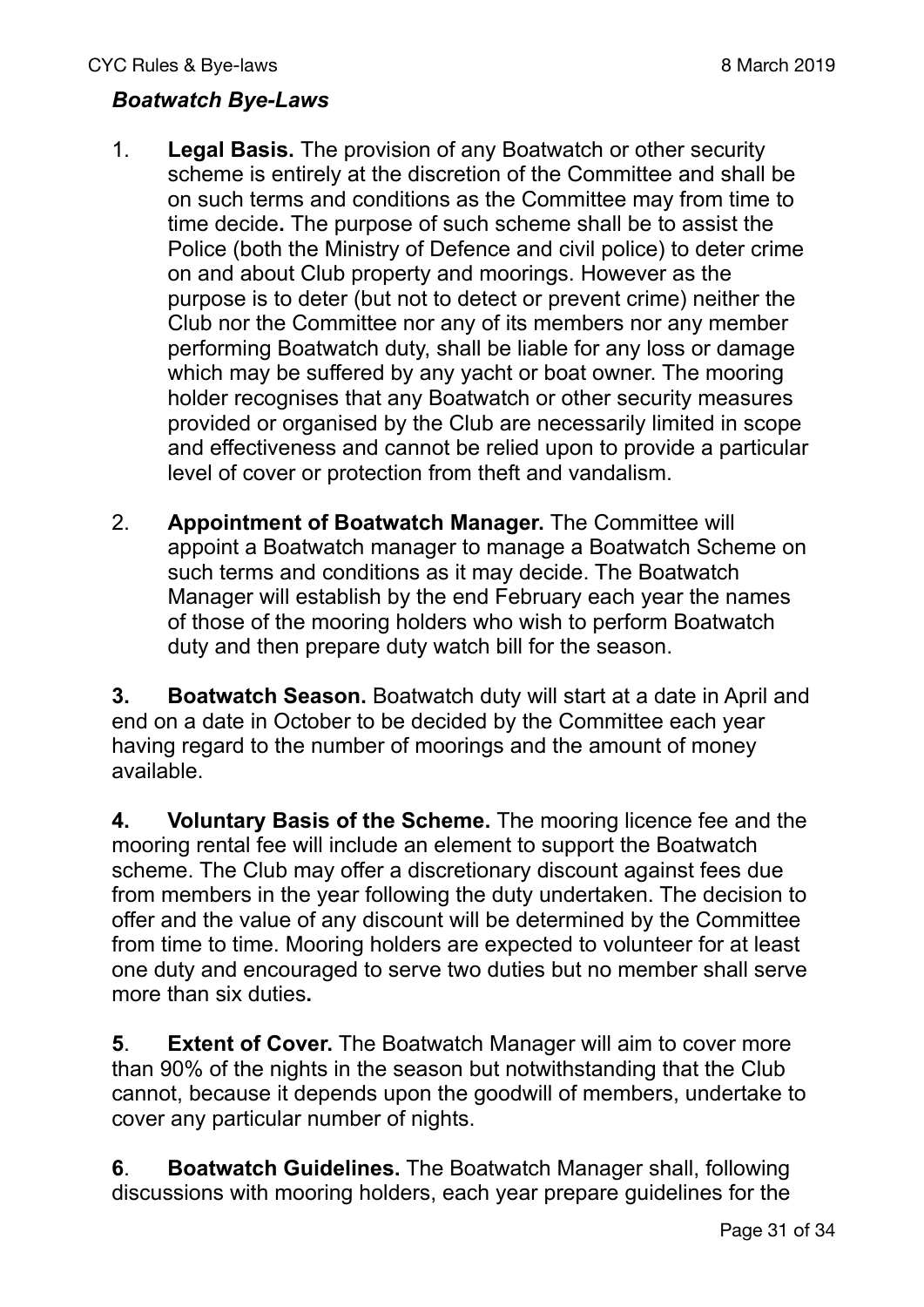### *Boatwatch Bye-Laws*

1. **Legal Basis.** The provision of any Boatwatch or other security scheme is entirely at the discretion of the Committee and shall be on such terms and conditions as the Committee may from time to time decide**.** The purpose of such scheme shall be to assist the Police (both the Ministry of Defence and civil police) to deter crime on and about Club property and moorings. However as the purpose is to deter (but not to detect or prevent crime) neither the Club nor the Committee nor any of its members nor any member performing Boatwatch duty, shall be liable for any loss or damage which may be suffered by any yacht or boat owner. The mooring holder recognises that any Boatwatch or other security measures provided or organised by the Club are necessarily limited in scope and effectiveness and cannot be relied upon to provide a particular level of cover or protection from theft and vandalism.

2. **Appointment of Boatwatch Manager.** The Committee will appoint a Boatwatch manager to manage a Boatwatch Scheme on such terms and conditions as it may decide. The Boatwatch Manager will establish by the end February each year the names of those of the mooring holders who wish to perform Boatwatch duty and then prepare duty watch bill for the season.

**3.** **Boatwatch Season.** Boatwatch duty will start at a date in April and end on a date in October to be decided by the Committee each year having regard to the number of moorings and the amount of money available.

**4.** **Voluntary Basis of the Scheme.** The mooring licence fee and the mooring rental fee will include an element to support the Boatwatch scheme. The Club may offer a discretionary discount against fees due from members in the year following the duty undertaken. The decision to offer and the value of any discount will be determined by the Committee from time to time. Mooring holders are expected to volunteer for at least one duty and encouraged to serve two duties but no member shall serve more than six duties**.**

**5**. **Extent of Cover.** The Boatwatch Manager will aim to cover more than 90% of the nights in the season but notwithstanding that the Club cannot, because it depends upon the goodwill of members, undertake to cover any particular number of nights.

**6**. **Boatwatch Guidelines.** The Boatwatch Manager shall, following discussions with mooring holders, each year prepare guidelines for the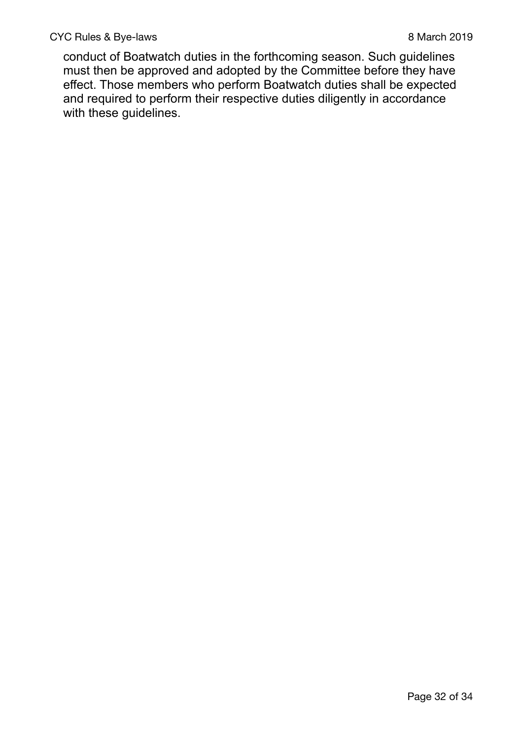conduct of Boatwatch duties in the forthcoming season. Such guidelines must then be approved and adopted by the Committee before they have effect. Those members who perform Boatwatch duties shall be expected and required to perform their respective duties diligently in accordance with these guidelines.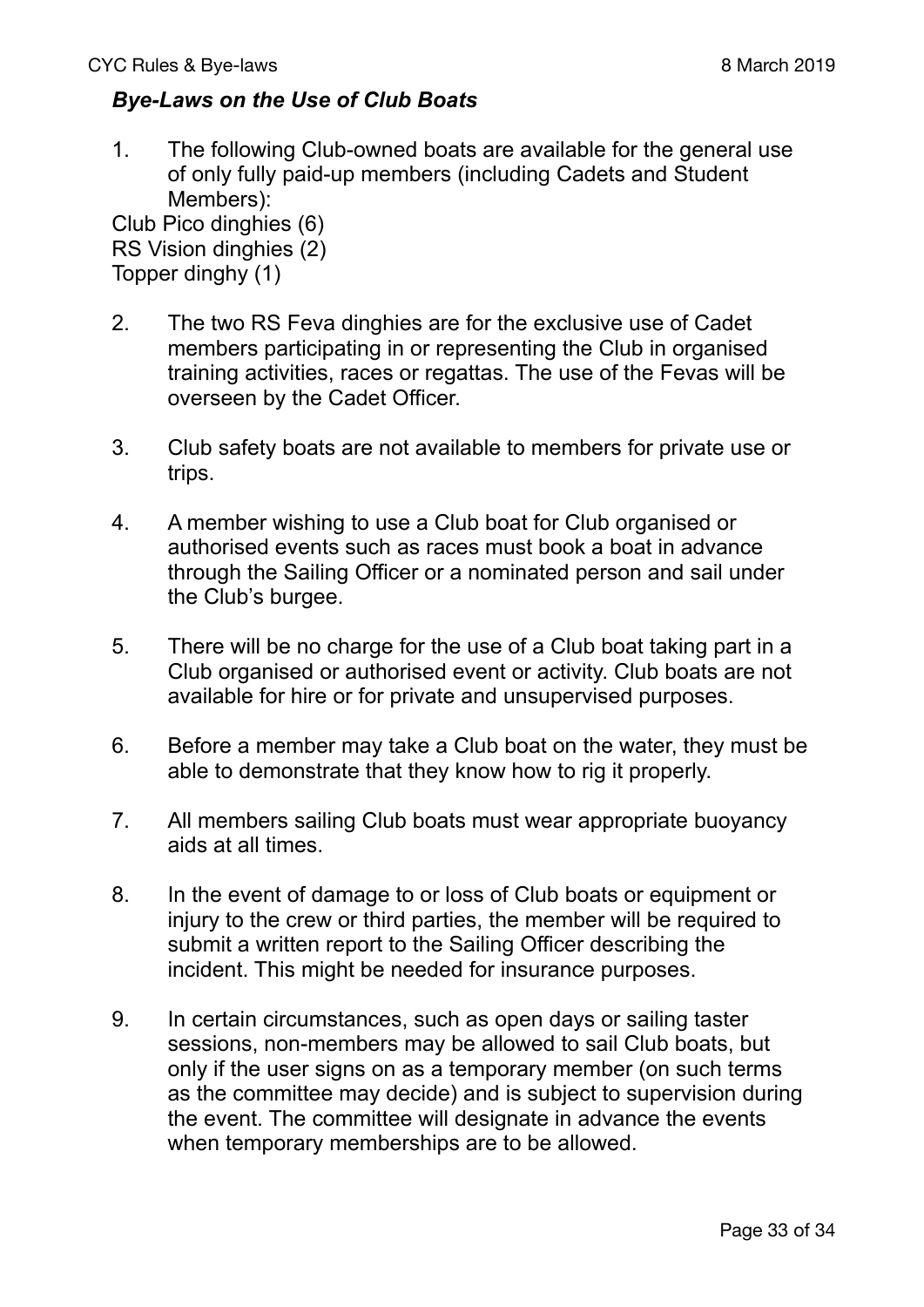### *Bye-Laws on the Use of Club Boats*

1. The following Club-owned boats are available for the general use of only fully paid-up members (including Cadets and Student Members):

Club Pico dinghies (6)
RS Vision dinghies (2)
Topper dinghy (1)

2. The two RS Feva dinghies are for the exclusive use of Cadet members participating in or representing the Club in organised training activities, races or regattas. The use of the Fevas will be overseen by the Cadet Officer.

3. Club safety boats are not available to members for private use or trips.

4. A member wishing to use a Club boat for Club organised or authorised events such as races must book a boat in advance through the Sailing Officer or a nominated person and sail under the Club's burgee.

5. There will be no charge for the use of a Club boat taking part in a Club organised or authorised event or activity. Club boats are not available for hire or for private and unsupervised purposes.

6. Before a member may take a Club boat on the water, they must be able to demonstrate that they know how to rig it properly.

7. All members sailing Club boats must wear appropriate buoyancy aids at all times.

8. In the event of damage to or loss of Club boats or equipment or injury to the crew or third parties, the member will be required to submit a written report to the Sailing Officer describing the incident. This might be needed for insurance purposes.

9. In certain circumstances, such as open days or sailing taster sessions, non-members may be allowed to sail Club boats, but only if the user signs on as a temporary member (on such terms as the committee may decide) and is subject to supervision during the event. The committee will designate in advance the events when temporary memberships are to be allowed.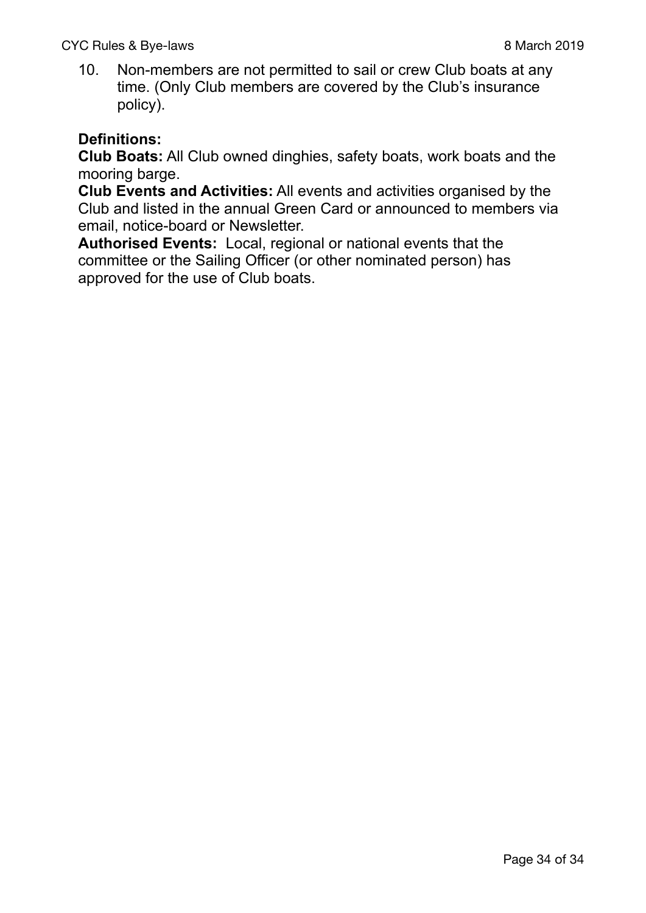10. Non-members are not permitted to sail or crew Club boats at any time. (Only Club members are covered by the Club's insurance policy).

**Definitions:**

**Club Boats:** All Club owned dinghies, safety boats, work boats and the mooring barge.

**Club Events and Activities:** All events and activities organised by the Club and listed in the annual Green Card or announced to members via email, notice-board or Newsletter.

**Authorised Events:** Local, regional or national events that the committee or the Sailing Officer (or other nominated person) has approved for the use of Club boats.